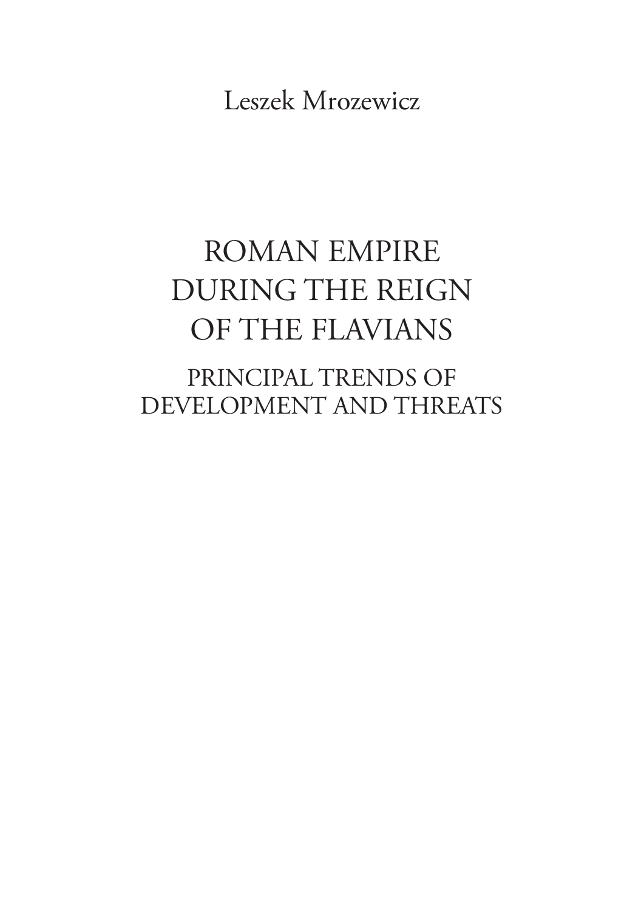Leszek Mrozewicz

# ROMAN EMPIRE DURING THE REIGN OF THE FLAVIANS

## PRINCIPAL TRENDS OF DEVELOPMENT AND THREATS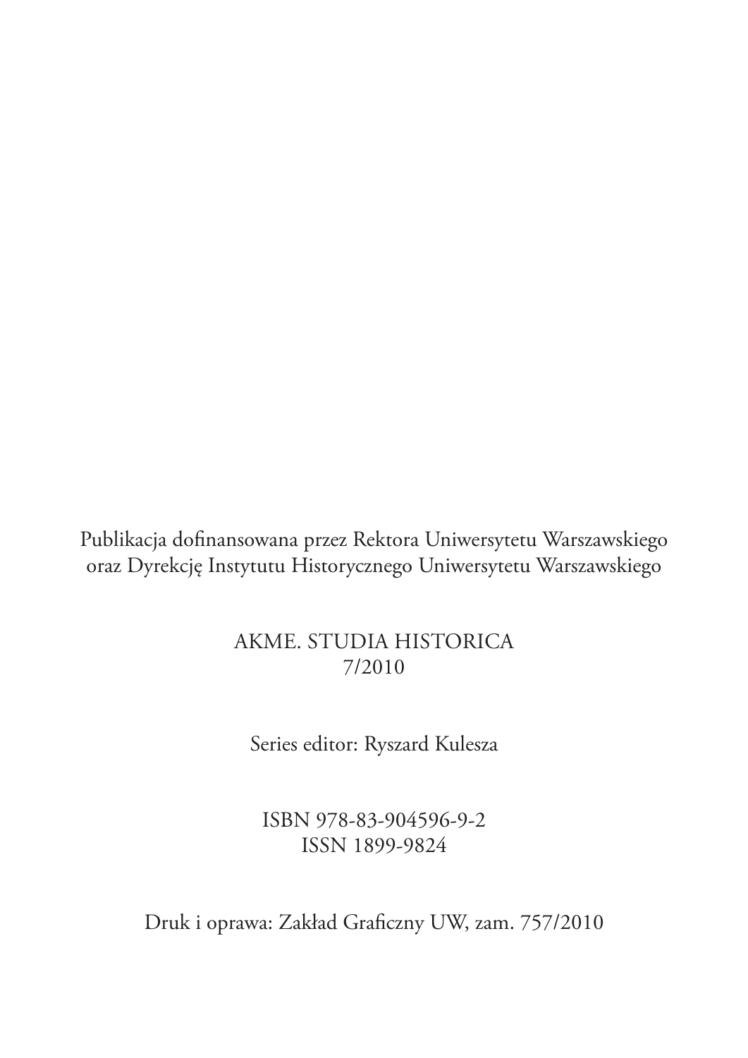Publikacja dofinansowana przez Rektora Uniwersytetu Warszawskiego
oraz Dyrekcję Instytutu Historycznego Uniwersytetu Warszawskiego

AKME. STUDIA HISTORICA
7/2010

Series editor: Ryszard Kulesza

ISBN 978-83-904596-9-2
ISSN 1899-9824

Druk i oprawa: Zakład Graficzny UW, zam. 757/2010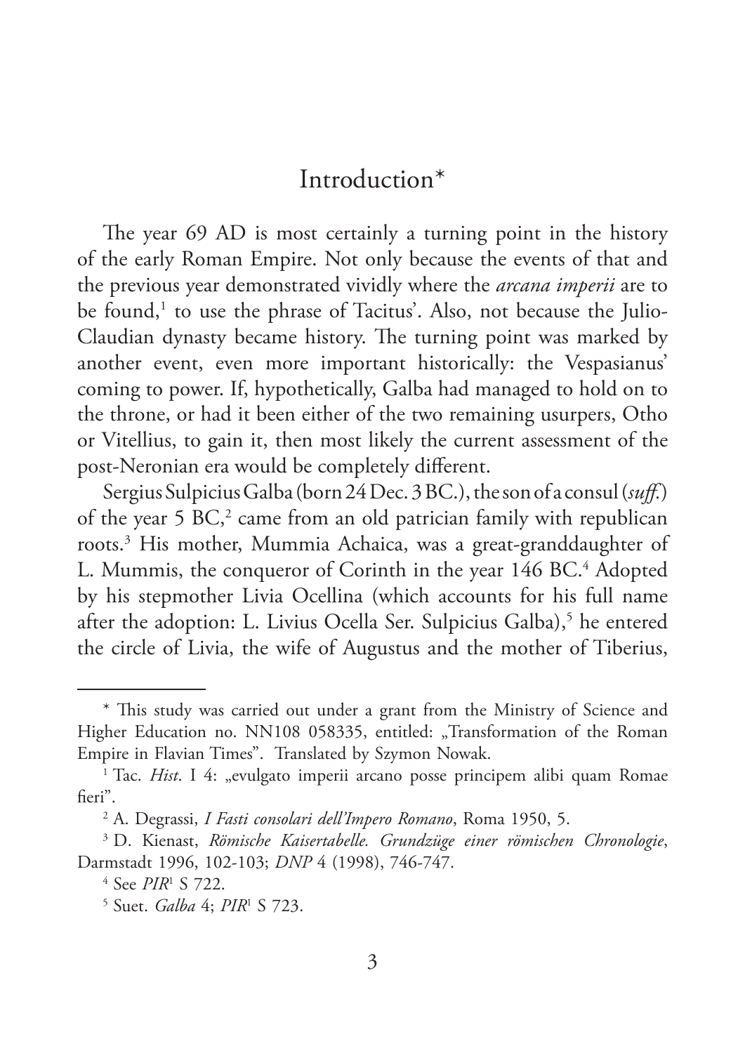# Introduction*

The year 69 AD is most certainly a turning point in the history of the early Roman Empire. Not only because the events of that and the previous year demonstrated vividly where the *arcana imperii* are to be found,[1] to use the phrase of Tacitus'. Also, not because the Julio-Claudian dynasty became history. The turning point was marked by another event, even more important historically: the Vespasianus' coming to power. If, hypothetically, Galba had managed to hold on to the throne, or had it been either of the two remaining usurpers, Otho or Vitellius, to gain it, then most likely the current assessment of the post-Neronian era would be completely different.

Sergius Sulpicius Galba (born 24 Dec. 3 BC.), the son of a consul (*suff.*) of the year 5 BC,[2] came from an old patrician family with republican roots.[3] His mother, Mummia Achaica, was a great-granddaughter of L. Mummis, the conqueror of Corinth in the year 146 BC.[4] Adopted by his stepmother Livia Ocellina (which accounts for his full name after the adoption: L. Livius Ocella Ser. Sulpicius Galba),[5] he entered the circle of Livia, the wife of Augustus and the mother of Tiberius,

---

\* This study was carried out under a grant from the Ministry of Science and Higher Education no. NN108 058335, entitled: „Transformation of the Roman Empire in Flavian Times". Translated by Szymon Nowak.

[1] Tac. *Hist*. I 4: „evulgato imperii arcano posse principem alibi quam Romae fieri".

[2] A. Degrassi, *I Fasti consolari dell'Impero Romano*, Roma 1950, 5.

[3] D. Kienast, *Römische Kaisertabelle. Grundzüge einer römischen Chronologie*, Darmstadt 1996, 102-103; *DNP* 4 (1998), 746-747.

[4] See *PIR*[1] S 722.

[5] Suet. *Galba* 4; *PIR*[1] S 723.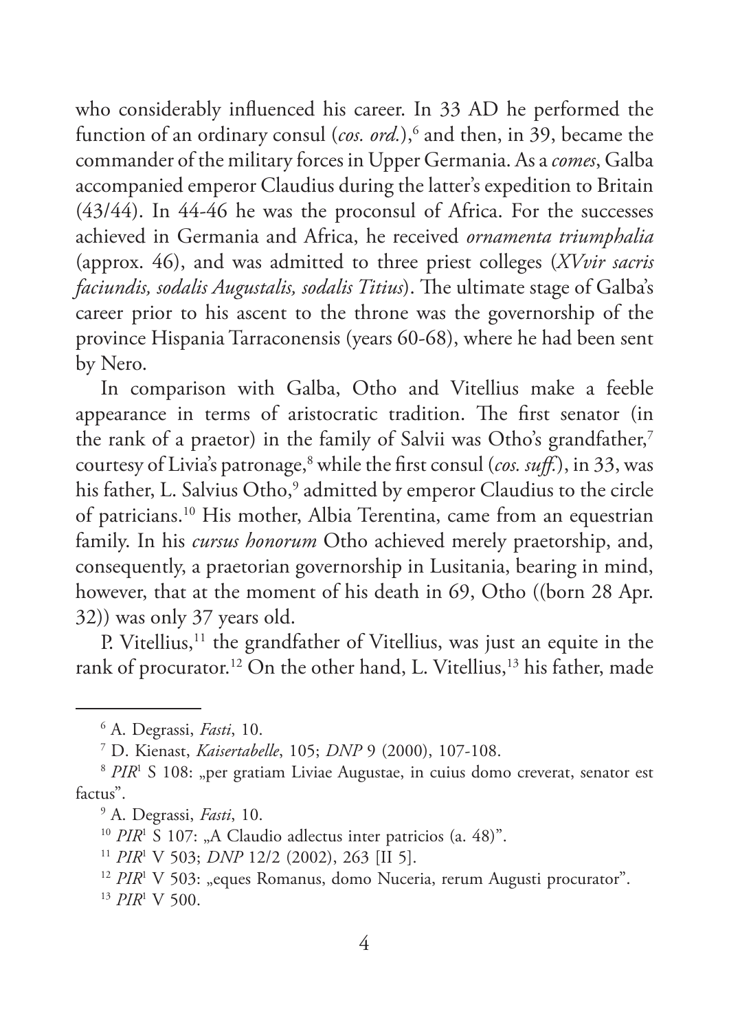who considerably influenced his career. In 33 AD he performed the function of an ordinary consul (*cos. ord.*),[6] and then, in 39, became the commander of the military forces in Upper Germania. As a *comes*, Galba accompanied emperor Claudius during the latter's expedition to Britain (43/44). In 44-46 he was the proconsul of Africa. For the successes achieved in Germania and Africa, he received *ornamenta triumphalia* (approx. 46), and was admitted to three priest colleges (*XVvir sacris faciundis, sodalis Augustalis, sodalis Titius*). The ultimate stage of Galba's career prior to his ascent to the throne was the governorship of the province Hispania Tarraconensis (years 60-68), where he had been sent by Nero.

In comparison with Galba, Otho and Vitellius make a feeble appearance in terms of aristocratic tradition. The first senator (in the rank of a praetor) in the family of Salvii was Otho's grandfather,[7] courtesy of Livia's patronage,[8] while the first consul (*cos. suff.*), in 33, was his father, L. Salvius Otho,[9] admitted by emperor Claudius to the circle of patricians.[10] His mother, Albia Terentina, came from an equestrian family. In his *cursus honorum* Otho achieved merely praetorship, and, consequently, a praetorian governorship in Lusitania, bearing in mind, however, that at the moment of his death in 69, Otho ((born 28 Apr. 32)) was only 37 years old.

P. Vitellius,[11] the grandfather of Vitellius, was just an equite in the rank of procurator.[12] On the other hand, L. Vitellius,[13] his father, made

---

[6] A. Degrassi, *Fasti*, 10.

[7] D. Kienast, *Kaisertabelle*, 105; *DNP* 9 (2000), 107-108.

[8] *PIR*[1] S 108: „per gratiam Liviae Augustae, in cuius domo creverat, senator est factus".

[9] A. Degrassi, *Fasti*, 10.

[10] *PIR*[1] S 107: „A Claudio adlectus inter patricios (a. 48)".

[11] *PIR*[1] V 503; *DNP* 12/2 (2002), 263 [II 5].

[12] *PIR*[1] V 503: „eques Romanus, domo Nuceria, rerum Augusti procurator".

[13] *PIR*[1] V 500.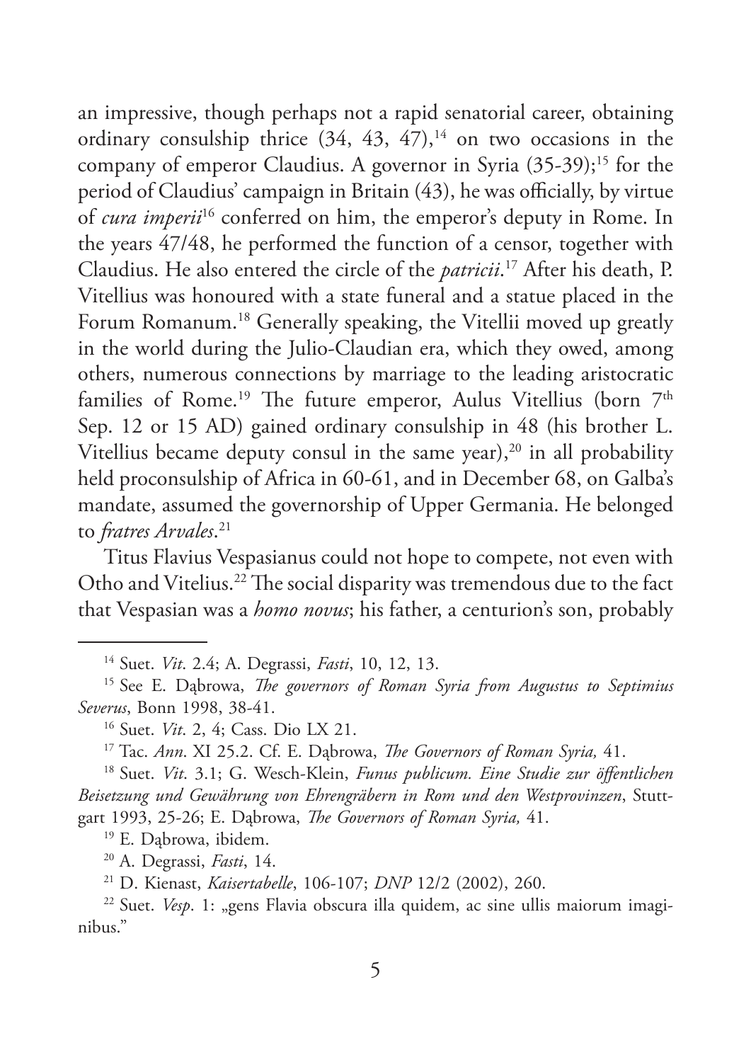an impressive, though perhaps not a rapid senatorial career, obtaining ordinary consulship thrice (34, 43, 47),[14] on two occasions in the company of emperor Claudius. A governor in Syria (35-39);[15] for the period of Claudius' campaign in Britain (43), he was officially, by virtue of *cura imperii*[16] conferred on him, the emperor's deputy in Rome. In the years 47/48, he performed the function of a censor, together with Claudius. He also entered the circle of the *patricii*.[17] After his death, P. Vitellius was honoured with a state funeral and a statue placed in the Forum Romanum.[18] Generally speaking, the Vitellii moved up greatly in the world during the Julio-Claudian era, which they owed, among others, numerous connections by marriage to the leading aristocratic families of Rome.[19] The future emperor, Aulus Vitellius (born 7th Sep. 12 or 15 AD) gained ordinary consulship in 48 (his brother L. Vitellius became deputy consul in the same year),[20] in all probability held proconsulship of Africa in 60-61, and in December 68, on Galba's mandate, assumed the governorship of Upper Germania. He belonged to *fratres Arvales*.[21]

Titus Flavius Vespasianus could not hope to compete, not even with Otho and Vitelius.[22] The social disparity was tremendous due to the fact that Vespasian was a *homo novus*; his father, a centurion's son, probably

---

[14] Suet. *Vit*. 2.4; A. Degrassi, *Fasti*, 10, 12, 13.

[15] See E. Dąbrowa, *The governors of Roman Syria from Augustus to Septimius Severus*, Bonn 1998, 38-41.

[16] Suet. *Vit*. 2, 4; Cass. Dio LX 21.

[17] Tac. *Ann*. XI 25.2. Cf. E. Dąbrowa, *The Governors of Roman Syria,* 41.

[18] Suet. *Vit*. 3.1; G. Wesch-Klein, *Funus publicum. Eine Studie zur öffentlichen Beisetzung und Gewährung von Ehrengräbern in Rom und den Westprovinzen*, Stuttgart 1993, 25-26; E. Dąbrowa, *The Governors of Roman Syria,* 41.

[19] E. Dąbrowa, ibidem.

[20] A. Degrassi, *Fasti*, 14.

[21] D. Kienast, *Kaisertabelle*, 106-107; *DNP* 12/2 (2002), 260.

[22] Suet. *Vesp*. 1: „gens Flavia obscura illa quidem, ac sine ullis maiorum imaginibus."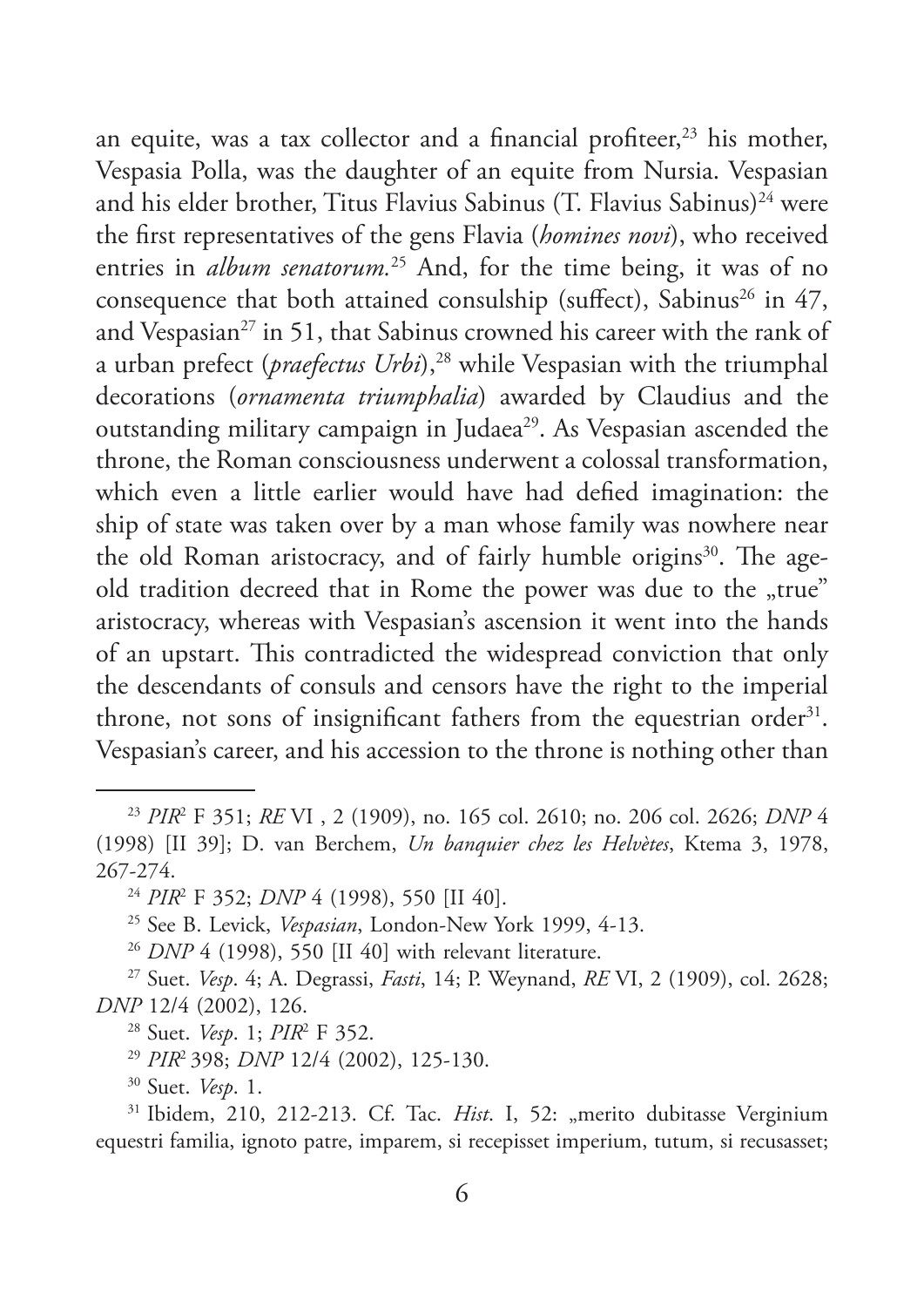an equite, was a tax collector and a financial profiteer,[23] his mother, Vespasia Polla, was the daughter of an equite from Nursia. Vespasian and his elder brother, Titus Flavius Sabinus (T. Flavius Sabinus)[24] were the first representatives of the gens Flavia (*homines novi*), who received entries in *album senatorum.*[25] And, for the time being, it was of no consequence that both attained consulship (suffect), Sabinus[26] in 47, and Vespasian[27] in 51, that Sabinus crowned his career with the rank of a urban prefect (*praefectus Urbi*),[28] while Vespasian with the triumphal decorations (*ornamenta triumphalia*) awarded by Claudius and the outstanding military campaign in Judaea[29]. As Vespasian ascended the throne, the Roman consciousness underwent a colossal transformation, which even a little earlier would have had defied imagination: the ship of state was taken over by a man whose family was nowhere near the old Roman aristocracy, and of fairly humble origins[30]. The age-old tradition decreed that in Rome the power was due to the „true" aristocracy, whereas with Vespasian's ascension it went into the hands of an upstart. This contradicted the widespread conviction that only the descendants of consuls and censors have the right to the imperial throne, not sons of insignificant fathers from the equestrian order[31]. Vespasian's career, and his accession to the throne is nothing other than

---

[23] *PIR*² F 351; *RE* VI , 2 (1909), no. 165 col. 2610; no. 206 col. 2626; *DNP* 4 (1998) [II 39]; D. van Berchem, *Un banquier chez les Helvètes*, Ktema 3, 1978, 267-274.

[24] *PIR*² F 352; *DNP* 4 (1998), 550 [II 40].

[25] See B. Levick, *Vespasian*, London-New York 1999, 4-13.

[26] *DNP* 4 (1998), 550 [II 40] with relevant literature.

[27] Suet. *Vesp*. 4; A. Degrassi, *Fasti*, 14; P. Weynand, *RE* VI, 2 (1909), col. 2628; *DNP* 12/4 (2002), 126.

[28] Suet. *Vesp*. 1; *PIR*² F 352.

[29] *PIR*² 398; *DNP* 12/4 (2002), 125-130.

[30] Suet. *Vesp*. 1.

[31] Ibidem, 210, 212-213. Cf. Tac. *Hist*. I, 52: „merito dubitasse Verginium equestri familia, ignoto patre, imparem, si recepisset imperium, tutum, si recusasset;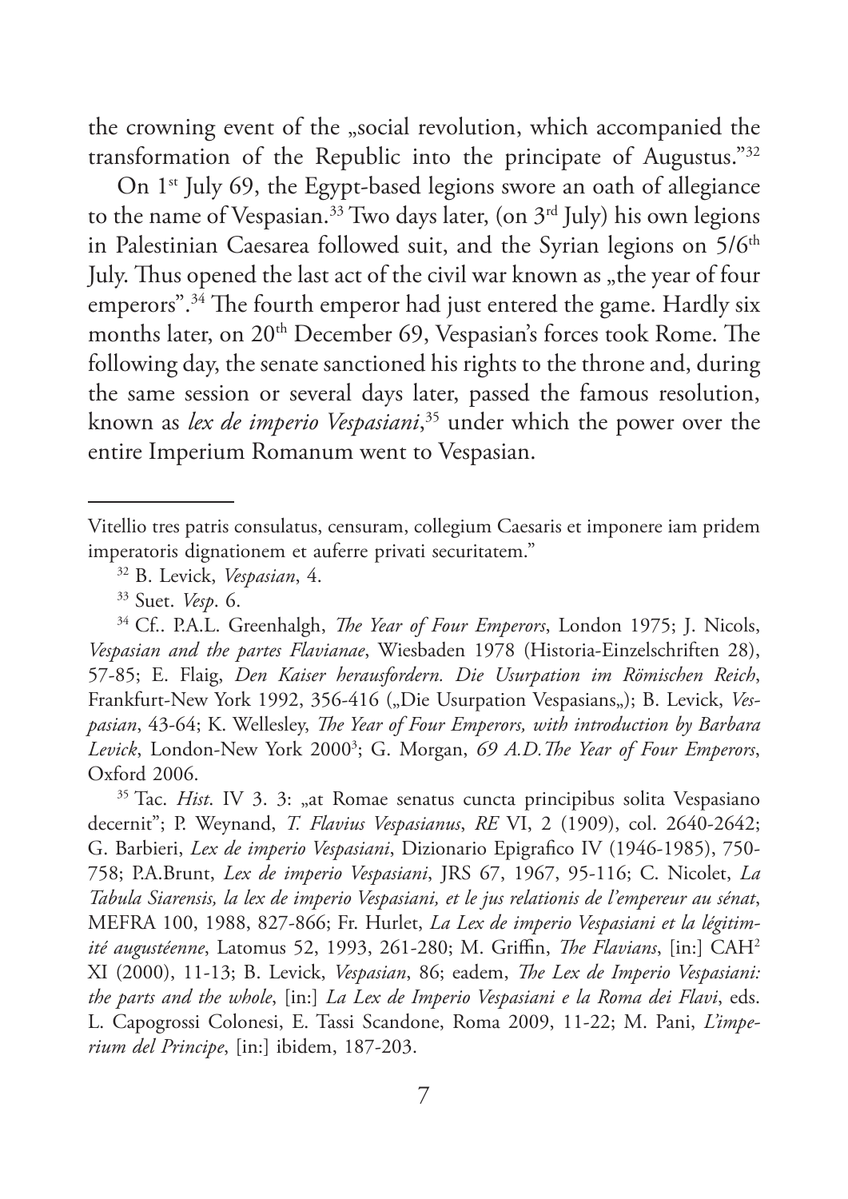the crowning event of the „social revolution, which accompanied the transformation of the Republic into the principate of Augustus."[32]

On 1st July 69, the Egypt-based legions swore an oath of allegiance to the name of Vespasian.[33] Two days later, (on 3rd July) his own legions in Palestinian Caesarea followed suit, and the Syrian legions on 5/6th July. Thus opened the last act of the civil war known as „the year of four emperors".[34] The fourth emperor had just entered the game. Hardly six months later, on 20th December 69, Vespasian's forces took Rome. The following day, the senate sanctioned his rights to the throne and, during the same session or several days later, passed the famous resolution, known as *lex de imperio Vespasiani*,[35] under which the power over the entire Imperium Romanum went to Vespasian.

---

Vitellio tres patris consulatus, censuram, collegium Caesaris et imponere iam pridem imperatoris dignationem et auferre privati securitatem."

[32] B. Levick, *Vespasian*, 4.

[33] Suet. *Vesp*. 6.

[34] Cf.. P.A.L. Greenhalgh, *The Year of Four Emperors*, London 1975; J. Nicols, *Vespasian and the partes Flavianae*, Wiesbaden 1978 (Historia-Einzelschriften 28), 57-85; E. Flaig, *Den Kaiser herausfordern. Die Usurpation im Römischen Reich*, Frankfurt-New York 1992, 356-416 („Die Usurpation Vespasians„); B. Levick, *Vespasian*, 43-64; K. Wellesley, *The Year of Four Emperors, with introduction by Barbara Levick*, London-New York 2000³; G. Morgan, *69 A.D.The Year of Four Emperors*, Oxford 2006.

[35] Tac. *Hist*. IV 3. 3: „at Romae senatus cuncta principibus solita Vespasiano decernit"; P. Weynand, *T. Flavius Vespasianus*, *RE* VI, 2 (1909), col. 2640-2642; G. Barbieri, *Lex de imperio Vespasiani*, Dizionario Epigrafico IV (1946-1985), 750-758; P.A.Brunt, *Lex de imperio Vespasiani*, JRS 67, 1967, 95-116; C. Nicolet, *La Tabula Siarensis, la lex de imperio Vespasiani, et le jus relationis de l'empereur au sénat*, MEFRA 100, 1988, 827-866; Fr. Hurlet, *La Lex de imperio Vespasiani et la légitimité augustéenne*, Latomus 52, 1993, 261-280; M. Griffin, *The Flavians*, [in:] CAH² XI (2000), 11-13; B. Levick, *Vespasian*, 86; eadem, *The Lex de Imperio Vespasiani: the parts and the whole*, [in:] *La Lex de Imperio Vespasiani e la Roma dei Flavi*, eds. L. Capogrossi Colonesi, E. Tassi Scandone, Roma 2009, 11-22; M. Pani, *L'imperium del Principe*, [in:] ibidem, 187-203.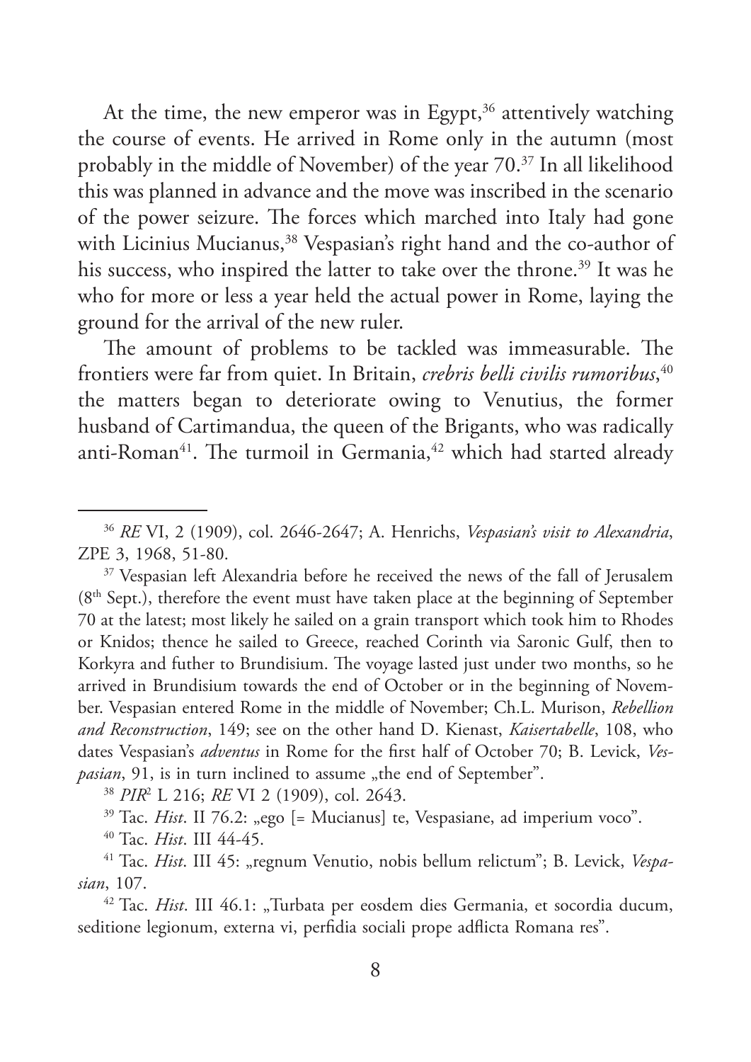At the time, the new emperor was in Egypt,[36] attentively watching the course of events. He arrived in Rome only in the autumn (most probably in the middle of November) of the year 70.[37] In all likelihood this was planned in advance and the move was inscribed in the scenario of the power seizure. The forces which marched into Italy had gone with Licinius Mucianus,[38] Vespasian's right hand and the co-author of his success, who inspired the latter to take over the throne.[39] It was he who for more or less a year held the actual power in Rome, laying the ground for the arrival of the new ruler.

The amount of problems to be tackled was immeasurable. The frontiers were far from quiet. In Britain, *crebris belli civilis rumoribus*,[40] the matters began to deteriorate owing to Venutius, the former husband of Cartimandua, the queen of the Brigants, who was radically anti-Roman[41]. The turmoil in Germania,[42] which had started already

---

[36] *RE* VI, 2 (1909), col. 2646-2647; A. Henrichs, *Vespasian's visit to Alexandria*, ZPE 3, 1968, 51-80.

[37] Vespasian left Alexandria before he received the news of the fall of Jerusalem (8th Sept.), therefore the event must have taken place at the beginning of September 70 at the latest; most likely he sailed on a grain transport which took him to Rhodes or Knidos; thence he sailed to Greece, reached Corinth via Saronic Gulf, then to Korkyra and futher to Brundisium. The voyage lasted just under two months, so he arrived in Brundisium towards the end of October or in the beginning of November. Vespasian entered Rome in the middle of November; Ch.L. Murison, *Rebellion and Reconstruction*, 149; see on the other hand D. Kienast, *Kaisertabelle*, 108, who dates Vespasian's *adventus* in Rome for the first half of October 70; B. Levick, *Vespasian*, 91, is in turn inclined to assume „the end of September".

[38] *PIR*² L 216; *RE* VI 2 (1909), col. 2643.

[39] Tac. *Hist*. II 76.2: „ego [= Mucianus] te, Vespasiane, ad imperium voco".

[40] Tac. *Hist*. III 44-45.

[41] Tac. *Hist*. III 45: „regnum Venutio, nobis bellum relictum"; B. Levick, *Vespasian*, 107.

[42] Tac. *Hist*. III 46.1: „Turbata per eosdem dies Germania, et socordia ducum, seditione legionum, externa vi, perfidia sociali prope adflicta Romana res".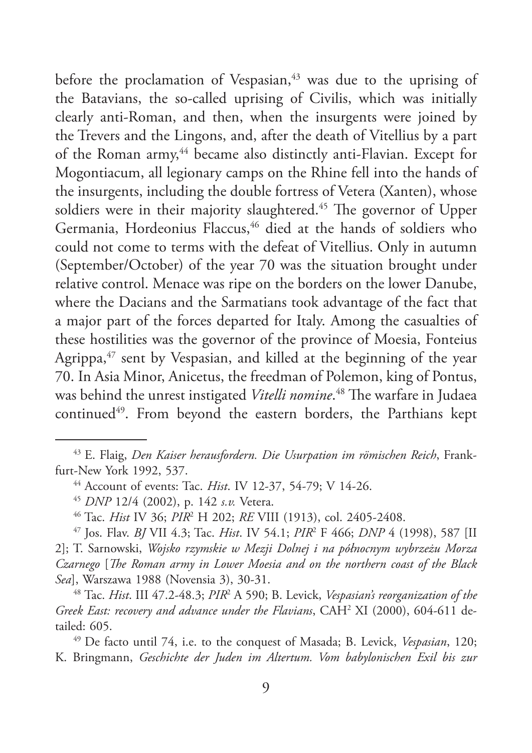before the proclamation of Vespasian,[43] was due to the uprising of the Batavians, the so-called uprising of Civilis, which was initially clearly anti-Roman, and then, when the insurgents were joined by the Trevers and the Lingons, and, after the death of Vitellius by a part of the Roman army,[44] became also distinctly anti-Flavian. Except for Mogontiacum, all legionary camps on the Rhine fell into the hands of the insurgents, including the double fortress of Vetera (Xanten), whose soldiers were in their majority slaughtered.[45] The governor of Upper Germania, Hordeonius Flaccus,[46] died at the hands of soldiers who could not come to terms with the defeat of Vitellius. Only in autumn (September/October) of the year 70 was the situation brought under relative control. Menace was ripe on the borders on the lower Danube, where the Dacians and the Sarmatians took advantage of the fact that a major part of the forces departed for Italy. Among the casualties of these hostilities was the governor of the province of Moesia, Fonteius Agrippa,[47] sent by Vespasian, and killed at the beginning of the year 70. In Asia Minor, Anicetus, the freedman of Polemon, king of Pontus, was behind the unrest instigated *Vitelli nomine*.[48] The warfare in Judaea continued[49]. From beyond the eastern borders, the Parthians kept

---

[43] E. Flaig, *Den Kaiser herausfordern. Die Usurpation im römischen Reich*, Frankfurt-New York 1992, 537.

[44] Account of events: Tac. *Hist*. IV 12-37, 54-79; V 14-26.

[45] *DNP* 12/4 (2002), p. 142 *s.v.* Vetera.

[46] Tac. *Hist* IV 36; *PIR*² H 202; *RE* VIII (1913), col. 2405-2408.

[47] Jos. Flav. *BJ* VII 4.3; Tac. *Hist*. IV 54.1; *PIR*² F 466; *DNP* 4 (1998), 587 [II 2]; T. Sarnowski, *Wojsko rzymskie w Mezji Dolnej i na północnym wybrzeżu Morza Czarnego* [*The Roman army in Lower Moesia and on the northern coast of the Black Sea*], Warszawa 1988 (Novensia 3), 30-31.

[48] Tac. *Hist*. III 47.2-48.3; *PIR*² A 590; B. Levick, *Vespasian's reorganization of the Greek East: recovery and advance under the Flavians*, CAH² XI (2000), 604-611 detailed: 605.

[49] De facto until 74, i.e. to the conquest of Masada; B. Levick, *Vespasian*, 120; K. Bringmann, *Geschichte der Juden im Altertum. Vom babylonischen Exil bis zur*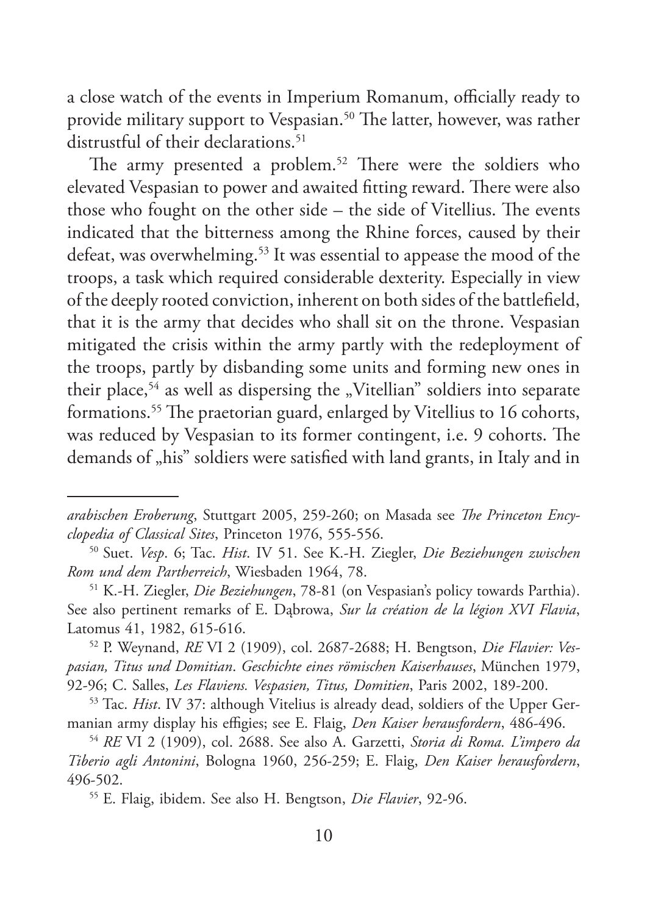a close watch of the events in Imperium Romanum, officially ready to provide military support to Vespasian.[50] The latter, however, was rather distrustful of their declarations.[51]

The army presented a problem.[52] There were the soldiers who elevated Vespasian to power and awaited fitting reward. There were also those who fought on the other side – the side of Vitellius. The events indicated that the bitterness among the Rhine forces, caused by their defeat, was overwhelming.[53] It was essential to appease the mood of the troops, a task which required considerable dexterity. Especially in view of the deeply rooted conviction, inherent on both sides of the battlefield, that it is the army that decides who shall sit on the throne. Vespasian mitigated the crisis within the army partly with the redeployment of the troops, partly by disbanding some units and forming new ones in their place,[54] as well as dispersing the „Vitellian" soldiers into separate formations.[55] The praetorian guard, enlarged by Vitellius to 16 cohorts, was reduced by Vespasian to its former contingent, i.e. 9 cohorts. The demands of „his" soldiers were satisfied with land grants, in Italy and in

---

*arabischen Eroberung*, Stuttgart 2005, 259-260; on Masada see *The Princeton Encyclopedia of Classical Sites*, Princeton 1976, 555-556.

[50] Suet. *Vesp*. 6; Tac. *Hist*. IV 51. See K.-H. Ziegler, *Die Beziehungen zwischen Rom und dem Partherreich*, Wiesbaden 1964, 78.

[51] K.-H. Ziegler, *Die Beziehungen*, 78-81 (on Vespasian's policy towards Parthia). See also pertinent remarks of E. Dąbrowa, *Sur la création de la légion XVI Flavia*, Latomus 41, 1982, 615-616.

[52] P. Weynand, *RE* VI 2 (1909), col. 2687-2688; H. Bengtson, *Die Flavier: Vespasian, Titus und Domitian. Geschichte eines römischen Kaiserhauses*, München 1979, 92-96; C. Salles, *Les Flaviens. Vespasien, Titus, Domitien*, Paris 2002, 189-200.

[53] Tac. *Hist*. IV 37: although Vitelius is already dead, soldiers of the Upper Germanian army display his effigies; see E. Flaig, *Den Kaiser herausfordern*, 486-496.

[54] *RE* VI 2 (1909), col. 2688. See also A. Garzetti, *Storia di Roma. L'impero da Tiberio agli Antonini*, Bologna 1960, 256-259; E. Flaig, *Den Kaiser herausfordern*, 496-502.

[55] E. Flaig, ibidem. See also H. Bengtson, *Die Flavier*, 92-96.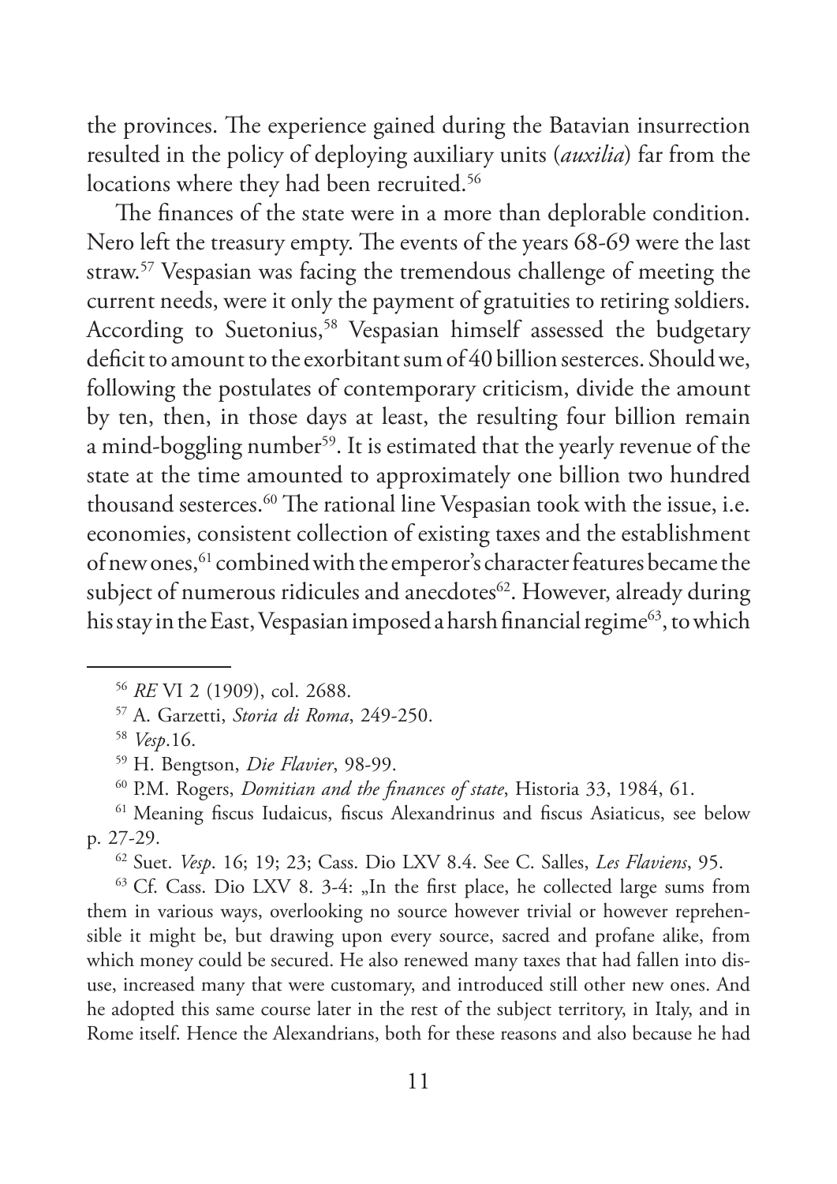the provinces. The experience gained during the Batavian insurrection resulted in the policy of deploying auxiliary units (*auxilia*) far from the locations where they had been recruited.[56]

The finances of the state were in a more than deplorable condition. Nero left the treasury empty. The events of the years 68-69 were the last straw.[57] Vespasian was facing the tremendous challenge of meeting the current needs, were it only the payment of gratuities to retiring soldiers. According to Suetonius,[58] Vespasian himself assessed the budgetary deficit to amount to the exorbitant sum of 40 billion sesterces. Should we, following the postulates of contemporary criticism, divide the amount by ten, then, in those days at least, the resulting four billion remain a mind-boggling number[59]. It is estimated that the yearly revenue of the state at the time amounted to approximately one billion two hundred thousand sesterces.[60] The rational line Vespasian took with the issue, i.e. economies, consistent collection of existing taxes and the establishment of new ones,[61] combined with the emperor's character features became the subject of numerous ridicules and anecdotes[62]. However, already during his stay in the East, Vespasian imposed a harsh financial regime[63], to which

---

[56] *RE* VI 2 (1909), col. 2688.

[57] A. Garzetti, *Storia di Roma*, 249-250.

[58] *Vesp*.16.

[59] H. Bengtson, *Die Flavier*, 98-99.

[60] P.M. Rogers, *Domitian and the finances of state*, Historia 33, 1984, 61.

[61] Meaning fiscus Iudaicus, fiscus Alexandrinus and fiscus Asiaticus, see below p. 27-29.

[62] Suet. *Vesp*. 16; 19; 23; Cass. Dio LXV 8.4. See C. Salles, *Les Flaviens*, 95.

[63] Cf. Cass. Dio LXV 8. 3-4: „In the first place, he collected large sums from them in various ways, overlooking no source however trivial or however reprehensible it might be, but drawing upon every source, sacred and profane alike, from which money could be secured. He also renewed many taxes that had fallen into disuse, increased many that were customary, and introduced still other new ones. And he adopted this same course later in the rest of the subject territory, in Italy, and in Rome itself. Hence the Alexandrians, both for these reasons and also because he had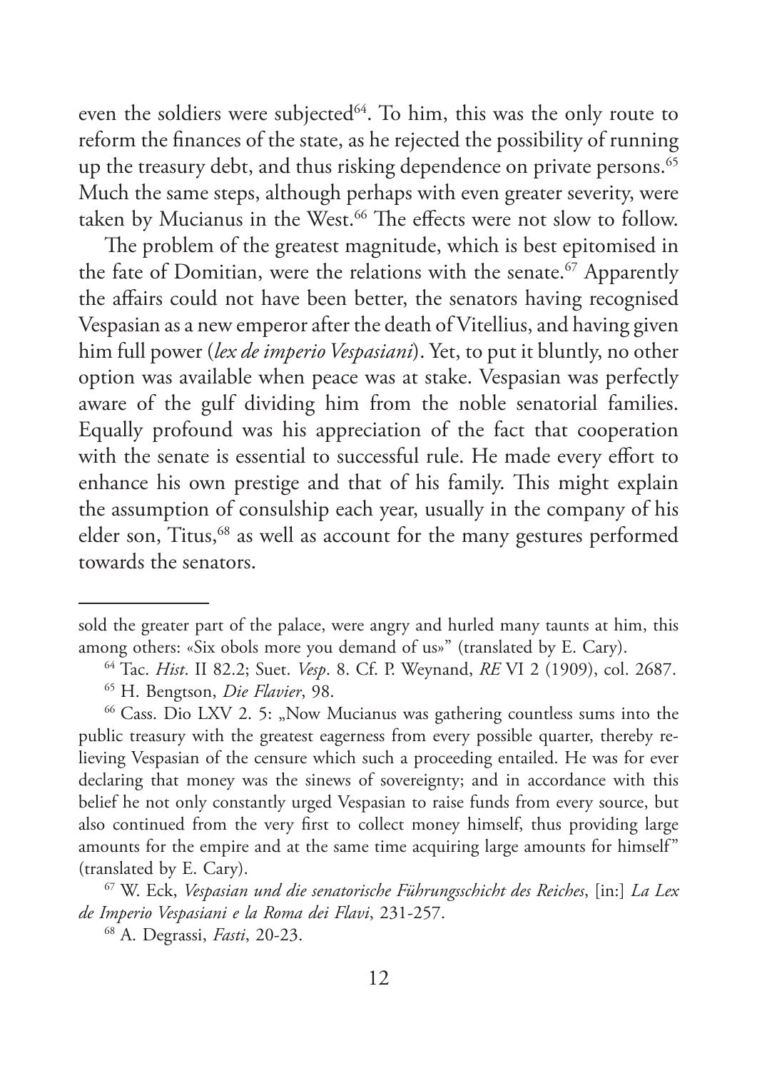even the soldiers were subjected[64]. To him, this was the only route to reform the finances of the state, as he rejected the possibility of running up the treasury debt, and thus risking dependence on private persons.[65] Much the same steps, although perhaps with even greater severity, were taken by Mucianus in the West.[66] The effects were not slow to follow.

The problem of the greatest magnitude, which is best epitomised in the fate of Domitian, were the relations with the senate.[67] Apparently the affairs could not have been better, the senators having recognised Vespasian as a new emperor after the death of Vitellius, and having given him full power (*lex de imperio Vespasiani*). Yet, to put it bluntly, no other option was available when peace was at stake. Vespasian was perfectly aware of the gulf dividing him from the noble senatorial families. Equally profound was his appreciation of the fact that cooperation with the senate is essential to successful rule. He made every effort to enhance his own prestige and that of his family. This might explain the assumption of consulship each year, usually in the company of his elder son, Titus,[68] as well as account for the many gestures performed towards the senators.

---

sold the greater part of the palace, were angry and hurled many taunts at him, this among others: «Six obols more you demand of us»" (translated by E. Cary).

[64] Tac. *Hist*. II 82.2; Suet. *Vesp*. 8. Cf. P. Weynand, *RE* VI 2 (1909), col. 2687.

[65] H. Bengtson, *Die Flavier*, 98.

[66] Cass. Dio LXV 2. 5: „Now Mucianus was gathering countless sums into the public treasury with the greatest eagerness from every possible quarter, thereby relieving Vespasian of the censure which such a proceeding entailed. He was for ever declaring that money was the sinews of sovereignty; and in accordance with this belief he not only constantly urged Vespasian to raise funds from every source, but also continued from the very first to collect money himself, thus providing large amounts for the empire and at the same time acquiring large amounts for himself" (translated by E. Cary).

[67] W. Eck, *Vespasian und die senatorische Führungsschicht des Reiches*, [in:] *La Lex de Imperio Vespasiani e la Roma dei Flavi*, 231-257.

[68] A. Degrassi, *Fasti*, 20-23.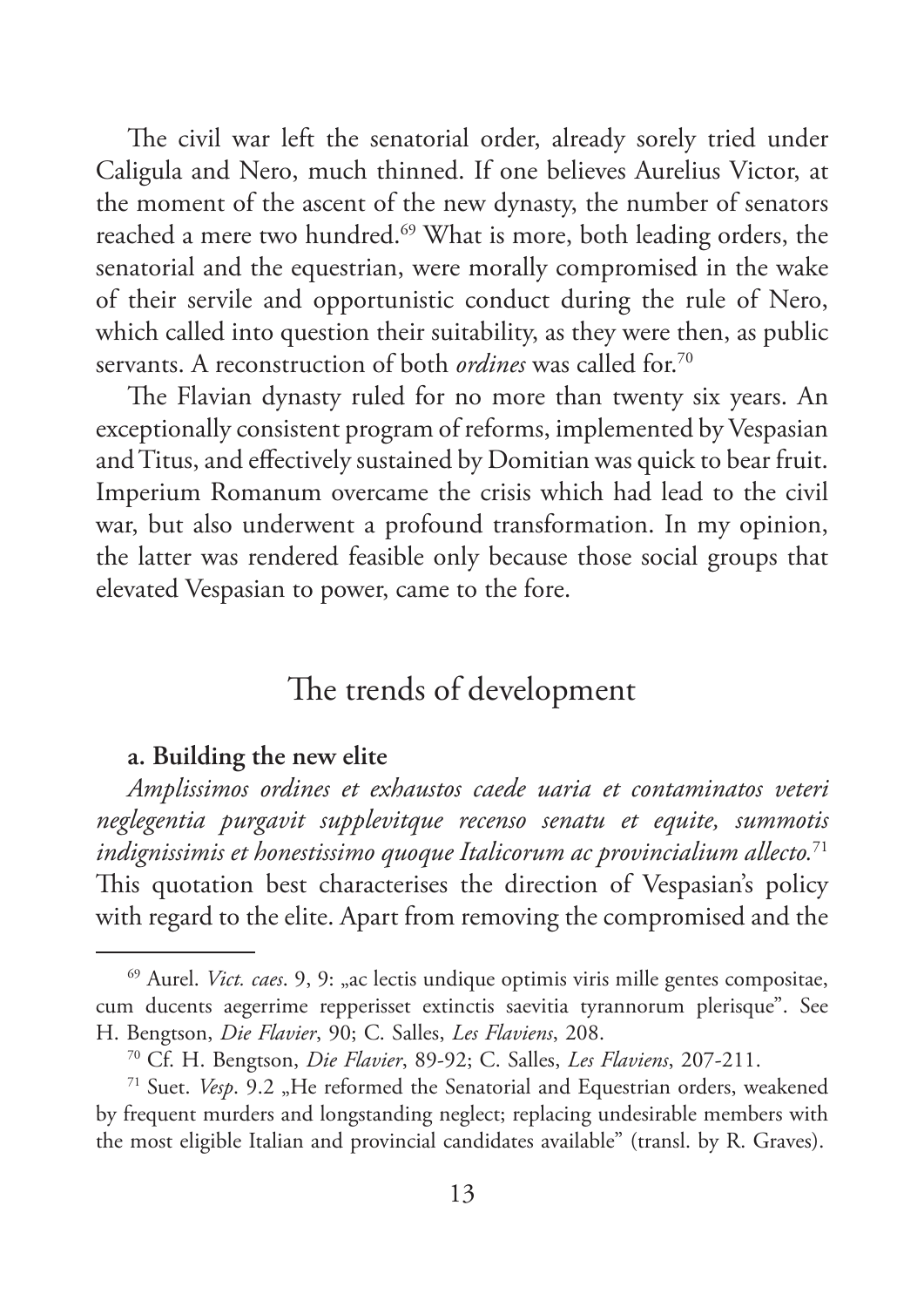The civil war left the senatorial order, already sorely tried under Caligula and Nero, much thinned. If one believes Aurelius Victor, at the moment of the ascent of the new dynasty, the number of senators reached a mere two hundred.[69] What is more, both leading orders, the senatorial and the equestrian, were morally compromised in the wake of their servile and opportunistic conduct during the rule of Nero, which called into question their suitability, as they were then, as public servants. A reconstruction of both *ordines* was called for.[70]

The Flavian dynasty ruled for no more than twenty six years. An exceptionally consistent program of reforms, implemented by Vespasian and Titus, and effectively sustained by Domitian was quick to bear fruit. Imperium Romanum overcame the crisis which had lead to the civil war, but also underwent a profound transformation. In my opinion, the latter was rendered feasible only because those social groups that elevated Vespasian to power, came to the fore.

## The trends of development

### a. Building the new elite

*Amplissimos ordines et exhaustos caede uaria et contaminatos veteri neglegentia purgavit supplevitque recenso senatu et equite, summotis indignissimis et honestissimo quoque Italicorum ac provincialium allecto.*[71] This quotation best characterises the direction of Vespasian's policy with regard to the elite. Apart from removing the compromised and the

---

[69] Aurel. *Vict. caes*. 9, 9: „ac lectis undique optimis viris mille gentes compositae, cum ducents aegerrime repperisset extinctis saevitia tyrannorum plerisque". See H. Bengtson, *Die Flavier*, 90; C. Salles, *Les Flaviens*, 208.

[70] Cf. H. Bengtson, *Die Flavier*, 89-92; C. Salles, *Les Flaviens*, 207-211.

[71] Suet. *Vesp*. 9.2 „He reformed the Senatorial and Equestrian orders, weakened by frequent murders and longstanding neglect; replacing undesirable members with the most eligible Italian and provincial candidates available" (transl. by R. Graves).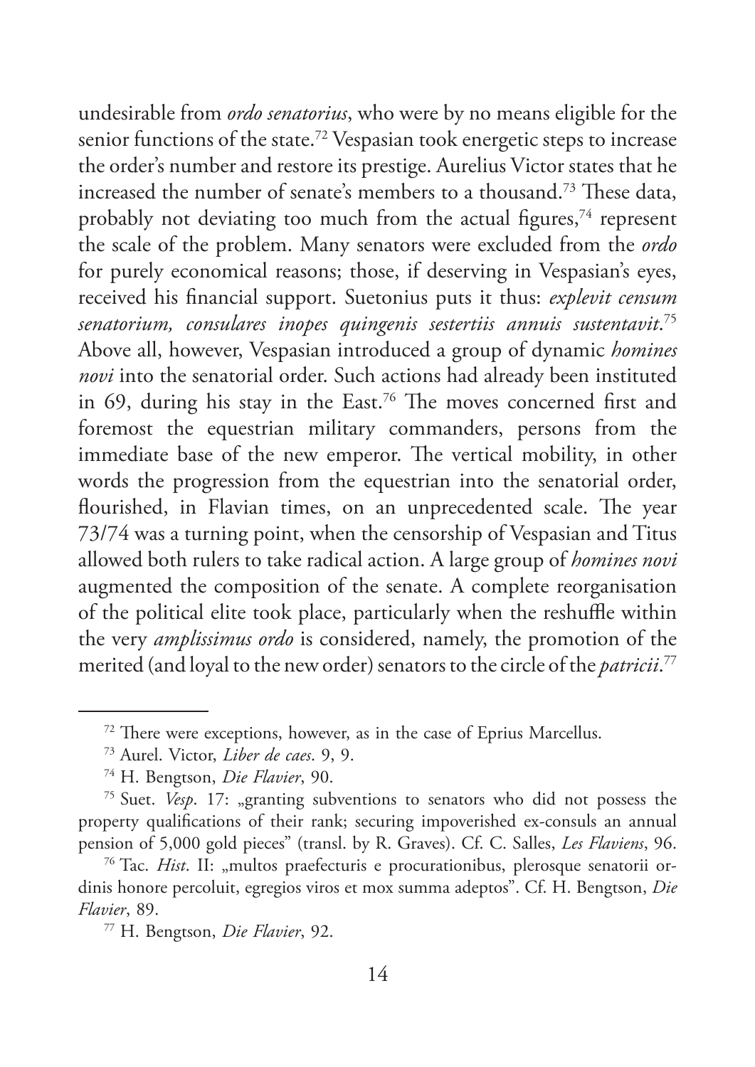undesirable from *ordo senatorius*, who were by no means eligible for the senior functions of the state.[72] Vespasian took energetic steps to increase the order's number and restore its prestige. Aurelius Victor states that he increased the number of senate's members to a thousand.[73] These data, probably not deviating too much from the actual figures,[74] represent the scale of the problem. Many senators were excluded from the *ordo* for purely economical reasons; those, if deserving in Vespasian's eyes, received his financial support. Suetonius puts it thus: *explevit censum senatorium, consulares inopes quingenis sestertiis annuis sustentavit*.[75] Above all, however, Vespasian introduced a group of dynamic *homines novi* into the senatorial order. Such actions had already been instituted in 69, during his stay in the East.[76] The moves concerned first and foremost the equestrian military commanders, persons from the immediate base of the new emperor. The vertical mobility, in other words the progression from the equestrian into the senatorial order, flourished, in Flavian times, on an unprecedented scale. The year 73/74 was a turning point, when the censorship of Vespasian and Titus allowed both rulers to take radical action. A large group of *homines novi* augmented the composition of the senate. A complete reorganisation of the political elite took place, particularly when the reshuffle within the very *amplissimus ordo* is considered, namely, the promotion of the merited (and loyal to the new order) senators to the circle of the *patricii*.[77]

---

[72] There were exceptions, however, as in the case of Eprius Marcellus.

[73] Aurel. Victor, *Liber de caes*. 9, 9.

[74] H. Bengtson, *Die Flavier*, 90.

[75] Suet. *Vesp*. 17: „granting subventions to senators who did not possess the property qualifications of their rank; securing impoverished ex-consuls an annual pension of 5,000 gold pieces" (transl. by R. Graves). Cf. C. Salles, *Les Flaviens*, 96.

[76] Tac. *Hist*. II: „multos praefecturis e procurationibus, plerosque senatorii ordinis honore percoluit, egregios viros et mox summa adeptos". Cf. H. Bengtson, *Die Flavier*, 89.

[77] H. Bengtson, *Die Flavier*, 92.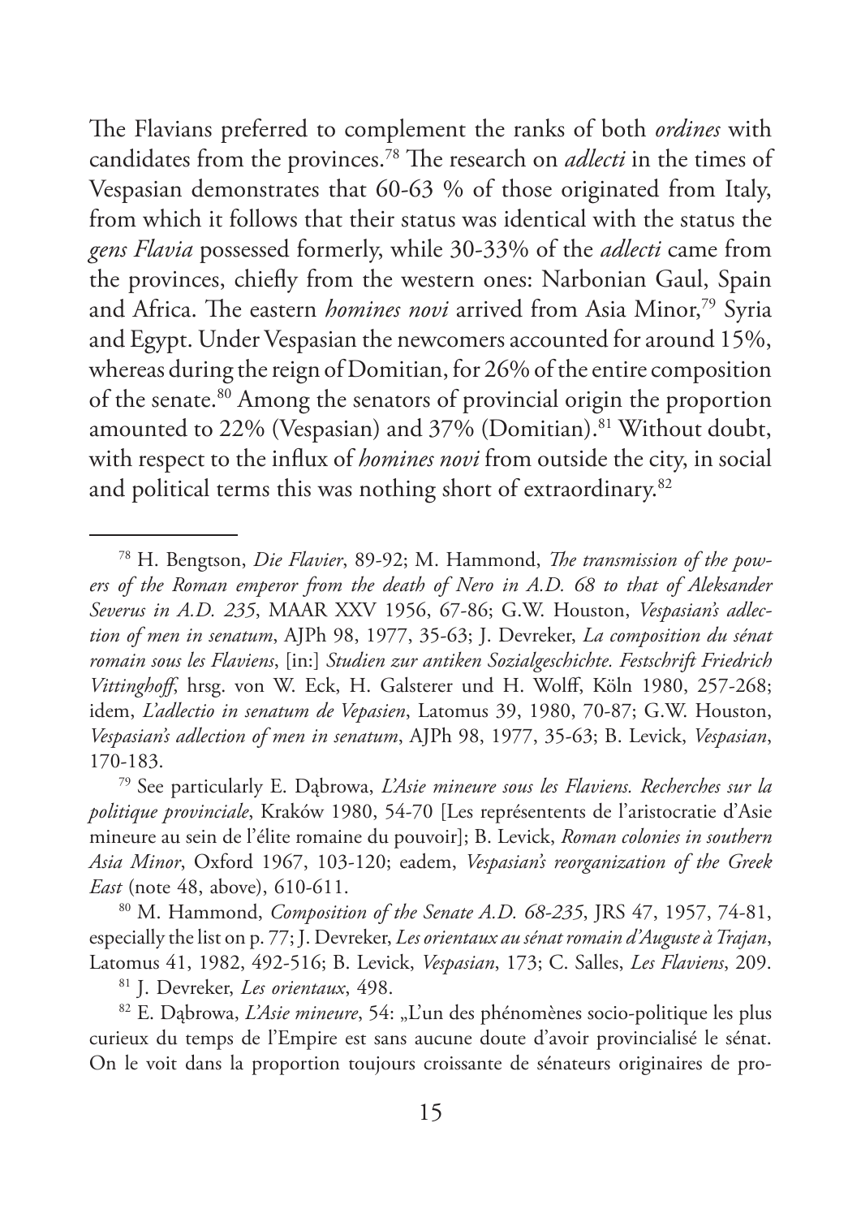The Flavians preferred to complement the ranks of both *ordines* with candidates from the provinces.[78] The research on *adlecti* in the times of Vespasian demonstrates that 60-63 % of those originated from Italy, from which it follows that their status was identical with the status the *gens Flavia* possessed formerly, while 30-33% of the *adlecti* came from the provinces, chiefly from the western ones: Narbonian Gaul, Spain and Africa. The eastern *homines novi* arrived from Asia Minor,[79] Syria and Egypt. Under Vespasian the newcomers accounted for around 15%, whereas during the reign of Domitian, for 26% of the entire composition of the senate.[80] Among the senators of provincial origin the proportion amounted to 22% (Vespasian) and 37% (Domitian).[81] Without doubt, with respect to the influx of *homines novi* from outside the city, in social and political terms this was nothing short of extraordinary.[82]

---

[78] H. Bengtson, *Die Flavier*, 89-92; M. Hammond, *The transmission of the powers of the Roman emperor from the death of Nero in A.D. 68 to that of Aleksander Severus in A.D. 235*, MAAR XXV 1956, 67-86; G.W. Houston, *Vespasian's adlection of men in senatum*, AJPh 98, 1977, 35-63; J. Devreker, *La composition du sénat romain sous les Flaviens*, [in:] *Studien zur antiken Sozialgeschichte. Festschrift Friedrich Vittinghoff*, hrsg. von W. Eck, H. Galsterer und H. Wolff, Köln 1980, 257-268; idem, *L'adlectio in senatum de Vepasien*, Latomus 39, 1980, 70-87; G.W. Houston, *Vespasian's adlection of men in senatum*, AJPh 98, 1977, 35-63; B. Levick, *Vespasian*, 170-183.

[79] See particularly E. Dąbrowa, *L'Asie mineure sous les Flaviens. Recherches sur la politique provinciale*, Kraków 1980, 54-70 [Les représentents de l'aristocratie d'Asie mineure au sein de l'élite romaine du pouvoir]; B. Levick, *Roman colonies in southern Asia Minor*, Oxford 1967, 103-120; eadem, *Vespasian's reorganization of the Greek East* (note 48, above), 610-611.

[80] M. Hammond, *Composition of the Senate A.D. 68-235*, JRS 47, 1957, 74-81, especially the list on p. 77; J. Devreker, *Les orientaux au sénat romain d'Auguste à Trajan*, Latomus 41, 1982, 492-516; B. Levick, *Vespasian*, 173; C. Salles, *Les Flaviens*, 209.

[81] J. Devreker, *Les orientaux*, 498.

[82] E. Dąbrowa, *L'Asie mineure*, 54: „L'un des phénomènes socio-politique les plus curieux du temps de l'Empire est sans aucune doute d'avoir provincialisé le sénat. On le voit dans la proportion toujours croissante de sénateurs originaires de pro-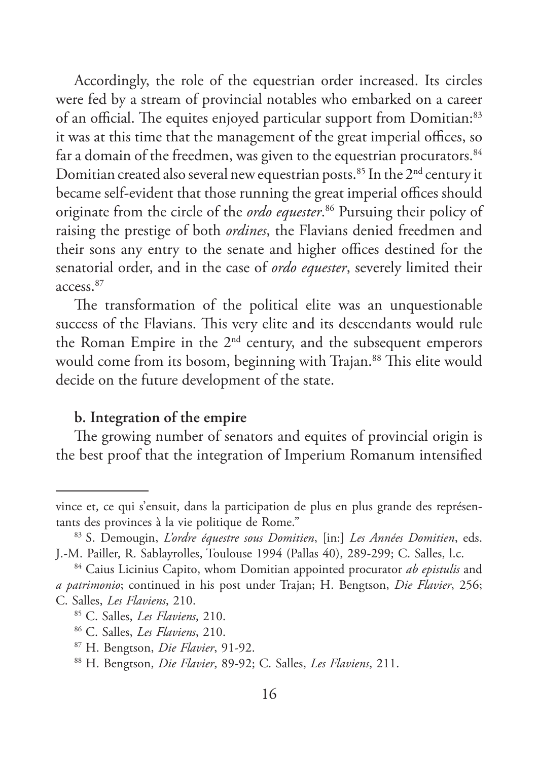Accordingly, the role of the equestrian order increased. Its circles were fed by a stream of provincial notables who embarked on a career of an official. The equites enjoyed particular support from Domitian:[83] it was at this time that the management of the great imperial offices, so far a domain of the freedmen, was given to the equestrian procurators.[84] Domitian created also several new equestrian posts.[85] In the 2nd century it became self-evident that those running the great imperial offices should originate from the circle of the *ordo equester*.[86] Pursuing their policy of raising the prestige of both *ordines*, the Flavians denied freedmen and their sons any entry to the senate and higher offices destined for the senatorial order, and in the case of *ordo equester*, severely limited their access.[87]

The transformation of the political elite was an unquestionable success of the Flavians. This very elite and its descendants would rule the Roman Empire in the 2nd century, and the subsequent emperors would come from its bosom, beginning with Trajan.[88] This elite would decide on the future development of the state.

**b. Integration of the empire**

The growing number of senators and equites of provincial origin is the best proof that the integration of Imperium Romanum intensified

---

vince et, ce qui s'ensuit, dans la participation de plus en plus grande des représentants des provinces à la vie politique de Rome."

[83] S. Demougin, *L'ordre équestre sous Domitien*, [in:] *Les Années Domitien*, eds. J.-M. Pailler, R. Sablayrolles, Toulouse 1994 (Pallas 40), 289-299; C. Salles, l.c.

[84] Caius Licinius Capito, whom Domitian appointed procurator *ab epistulis* and *a patrimonio*; continued in his post under Trajan; H. Bengtson, *Die Flavier*, 256; C. Salles, *Les Flaviens*, 210.

[85] C. Salles, *Les Flaviens*, 210.

[86] C. Salles, *Les Flaviens*, 210.

[87] H. Bengtson, *Die Flavier*, 91-92.

[88] H. Bengtson, *Die Flavier*, 89-92; C. Salles, *Les Flaviens*, 211.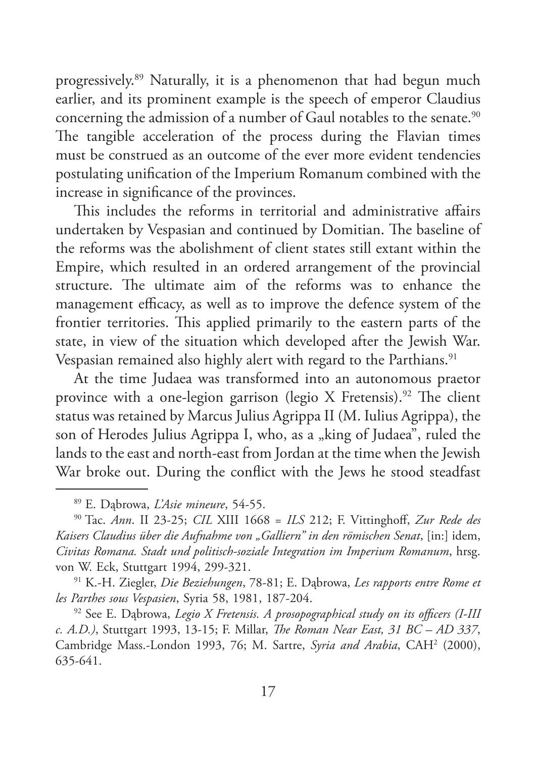progressively.[89] Naturally, it is a phenomenon that had begun much earlier, and its prominent example is the speech of emperor Claudius concerning the admission of a number of Gaul notables to the senate.[90] The tangible acceleration of the process during the Flavian times must be construed as an outcome of the ever more evident tendencies postulating unification of the Imperium Romanum combined with the increase in significance of the provinces.

This includes the reforms in territorial and administrative affairs undertaken by Vespasian and continued by Domitian. The baseline of the reforms was the abolishment of client states still extant within the Empire, which resulted in an ordered arrangement of the provincial structure. The ultimate aim of the reforms was to enhance the management efficacy, as well as to improve the defence system of the frontier territories. This applied primarily to the eastern parts of the state, in view of the situation which developed after the Jewish War. Vespasian remained also highly alert with regard to the Parthians.[91]

At the time Judaea was transformed into an autonomous praetor province with a one-legion garrison (legio X Fretensis).[92] The client status was retained by Marcus Julius Agrippa II (M. Iulius Agrippa), the son of Herodes Julius Agrippa I, who, as a „king of Judaea", ruled the lands to the east and north-east from Jordan at the time when the Jewish War broke out. During the conflict with the Jews he stood steadfast

---

[89] E. Dąbrowa, *L'Asie mineure*, 54-55.

[90] Tac. *Ann*. II 23-25; *CIL* XIII 1668 = *ILS* 212; F. Vittinghoff, *Zur Rede des Kaisers Claudius über die Aufnahme von „Galliern" in den römischen Senat*, [in:] idem, *Civitas Romana. Stadt und politisch-soziale Integration im Imperium Romanum*, hrsg. von W. Eck, Stuttgart 1994, 299-321.

[91] K.-H. Ziegler, *Die Beziehungen*, 78-81; E. Dąbrowa, *Les rapports entre Rome et les Parthes sous Vespasien*, Syria 58, 1981, 187-204.

[92] See E. Dąbrowa, *Legio X Fretensis. A prosopographical study on its officers (I-III c. A.D.)*, Stuttgart 1993, 13-15; F. Millar, *The Roman Near East, 31 BC – AD 337*, Cambridge Mass.-London 1993, 76; M. Sartre, *Syria and Arabia*, CAH[2] (2000), 635-641.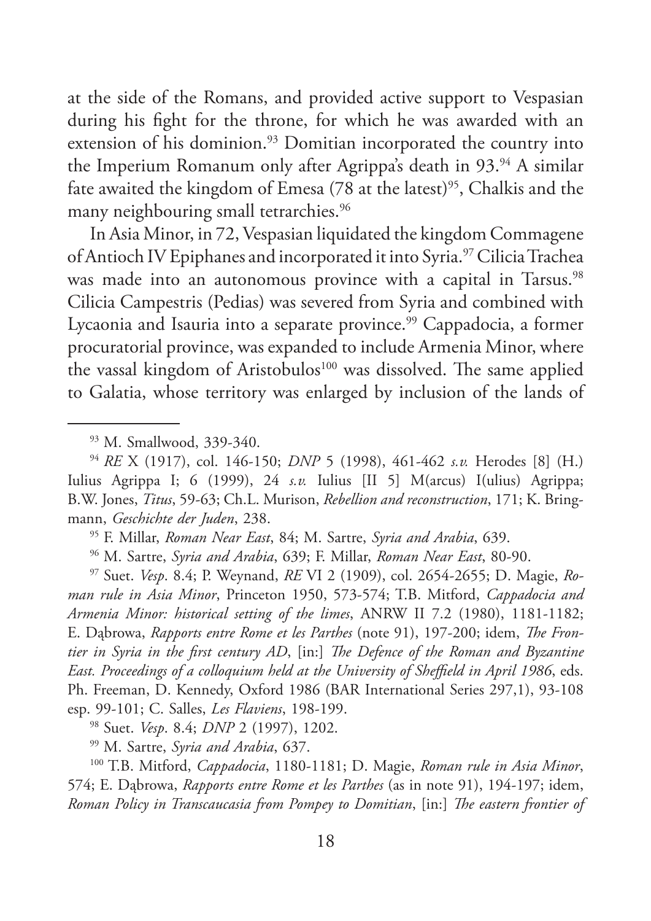at the side of the Romans, and provided active support to Vespasian during his fight for the throne, for which he was awarded with an extension of his dominion.[93] Domitian incorporated the country into the Imperium Romanum only after Agrippa's death in 93.[94] A similar fate awaited the kingdom of Emesa (78 at the latest)[95], Chalkis and the many neighbouring small tetrarchies.[96]

In Asia Minor, in 72, Vespasian liquidated the kingdom Commagene of Antioch IV Epiphanes and incorporated it into Syria.[97] Cilicia Trachea was made into an autonomous province with a capital in Tarsus.[98] Cilicia Campestris (Pedias) was severed from Syria and combined with Lycaonia and Isauria into a separate province.[99] Cappadocia, a former procuratorial province, was expanded to include Armenia Minor, where the vassal kingdom of Aristobulos[100] was dissolved. The same applied to Galatia, whose territory was enlarged by inclusion of the lands of

---

[93] M. Smallwood, 339-340.

[94] *RE* X (1917), col. 146-150; *DNP* 5 (1998), 461-462 *s.v.* Herodes [8] (H.) Iulius Agrippa I; 6 (1999), 24 *s.v.* Iulius [II 5] M(arcus) I(ulius) Agrippa; B.W. Jones, *Titus*, 59-63; Ch.L. Murison, *Rebellion and reconstruction*, 171; K. Bringmann, *Geschichte der Juden*, 238.

[95] F. Millar, *Roman Near East*, 84; M. Sartre, *Syria and Arabia*, 639.

[96] M. Sartre, *Syria and Arabia*, 639; F. Millar, *Roman Near East*, 80-90.

[97] Suet. *Vesp*. 8.4; P. Weynand, *RE* VI 2 (1909), col. 2654-2655; D. Magie, *Roman rule in Asia Minor*, Princeton 1950, 573-574; T.B. Mitford, *Cappadocia and Armenia Minor: historical setting of the limes*, ANRW II 7.2 (1980), 1181-1182; E. Dąbrowa, *Rapports entre Rome et les Parthes* (note 91), 197-200; idem, *The Frontier in Syria in the first century AD*, [in:] *The Defence of the Roman and Byzantine East. Proceedings of a colloquium held at the University of Sheffield in April 1986*, eds. Ph. Freeman, D. Kennedy, Oxford 1986 (BAR International Series 297,1), 93-108 esp. 99-101; C. Salles, *Les Flaviens*, 198-199.

[98] Suet. *Vesp*. 8.4; *DNP* 2 (1997), 1202.

[99] M. Sartre, *Syria and Arabia*, 637.

[100] T.B. Mitford, *Cappadocia*, 1180-1181; D. Magie, *Roman rule in Asia Minor*, 574; E. Dąbrowa, *Rapports entre Rome et les Parthes* (as in note 91), 194-197; idem, *Roman Policy in Transcaucasia from Pompey to Domitian*, [in:] *The eastern frontier of*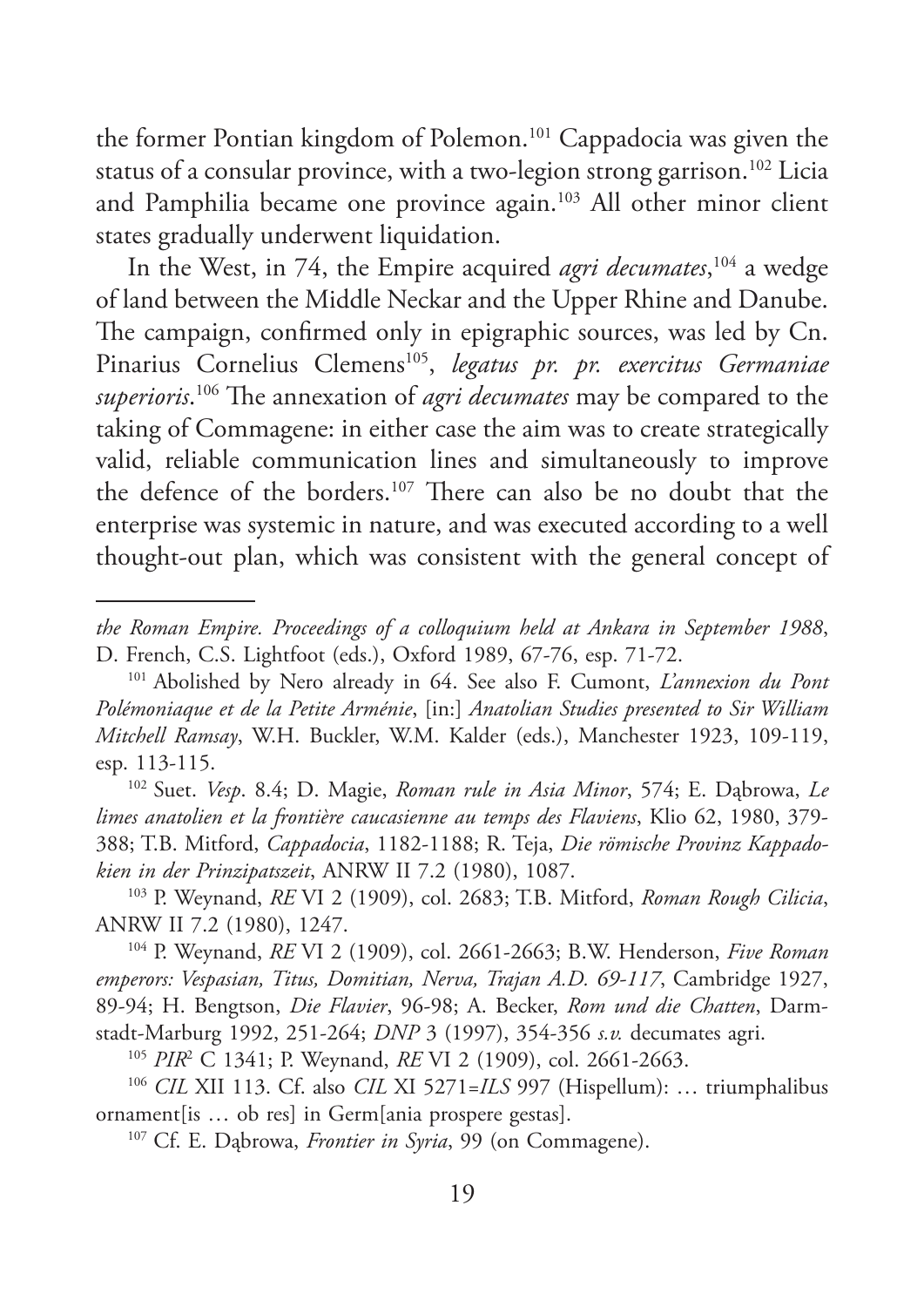the former Pontian kingdom of Polemon.[101] Cappadocia was given the status of a consular province, with a two-legion strong garrison.[102] Licia and Pamphilia became one province again.[103] All other minor client states gradually underwent liquidation.

In the West, in 74, the Empire acquired *agri decumates*,[104] a wedge of land between the Middle Neckar and the Upper Rhine and Danube. The campaign, confirmed only in epigraphic sources, was led by Cn. Pinarius Cornelius Clemens[105], *legatus pr. pr. exercitus Germaniae superioris*.[106] The annexation of *agri decumates* may be compared to the taking of Commagene: in either case the aim was to create strategically valid, reliable communication lines and simultaneously to improve the defence of the borders.[107] There can also be no doubt that the enterprise was systemic in nature, and was executed according to a well thought-out plan, which was consistent with the general concept of

---

*the Roman Empire. Proceedings of a colloquium held at Ankara in September 1988*, D. French, C.S. Lightfoot (eds.), Oxford 1989, 67-76, esp. 71-72.

[101] Abolished by Nero already in 64. See also F. Cumont, *L'annexion du Pont Polémoniaque et de la Petite Arménie*, [in:] *Anatolian Studies presented to Sir William Mitchell Ramsay*, W.H. Buckler, W.M. Kalder (eds.), Manchester 1923, 109-119, esp. 113-115.

[102] Suet. *Vesp*. 8.4; D. Magie, *Roman rule in Asia Minor*, 574; E. Dąbrowa, *Le limes anatolien et la frontière caucasienne au temps des Flaviens*, Klio 62, 1980, 379-388; T.B. Mitford, *Cappadocia*, 1182-1188; R. Teja, *Die römische Provinz Kappadokien in der Prinzipatszeit*, ANRW II 7.2 (1980), 1087.

[103] P. Weynand, *RE* VI 2 (1909), col. 2683; T.B. Mitford, *Roman Rough Cilicia*, ANRW II 7.2 (1980), 1247.

[104] P. Weynand, *RE* VI 2 (1909), col. 2661-2663; B.W. Henderson, *Five Roman emperors: Vespasian, Titus, Domitian, Nerva, Trajan A.D. 69-117*, Cambridge 1927, 89-94; H. Bengtson, *Die Flavier*, 96-98; A. Becker, *Rom und die Chatten*, Darmstadt-Marburg 1992, 251-264; *DNP* 3 (1997), 354-356 *s.v.* decumates agri.

[105] *PIR*² C 1341; P. Weynand, *RE* VI 2 (1909), col. 2661-2663.

[106] *CIL* XII 113. Cf. also *CIL* XI 5271=*ILS* 997 (Hispellum): … triumphalibus ornament[is … ob res] in Germ[ania prospere gestas].

[107] Cf. E. Dąbrowa, *Frontier in Syria*, 99 (on Commagene).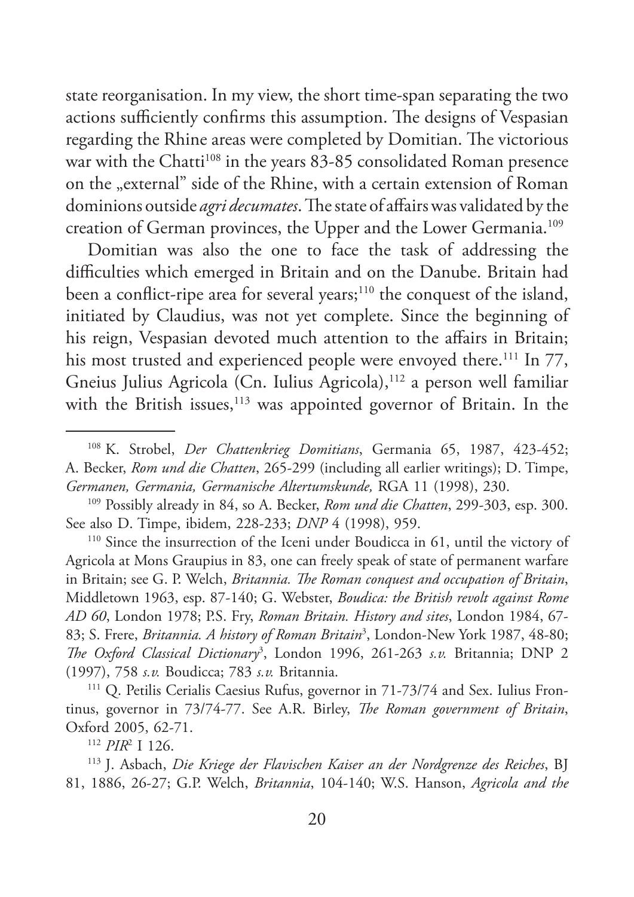state reorganisation. In my view, the short time-span separating the two actions sufficiently confirms this assumption. The designs of Vespasian regarding the Rhine areas were completed by Domitian. The victorious war with the Chatti[108] in the years 83-85 consolidated Roman presence on the „external" side of the Rhine, with a certain extension of Roman dominions outside *agri decumates*. The state of affairs was validated by the creation of German provinces, the Upper and the Lower Germania.[109]

Domitian was also the one to face the task of addressing the difficulties which emerged in Britain and on the Danube. Britain had been a conflict-ripe area for several years;[110] the conquest of the island, initiated by Claudius, was not yet complete. Since the beginning of his reign, Vespasian devoted much attention to the affairs in Britain; his most trusted and experienced people were envoyed there.[111] In 77, Gneius Julius Agricola (Cn. Iulius Agricola),[112] a person well familiar with the British issues,[113] was appointed governor of Britain. In the

---

[108] K. Strobel, *Der Chattenkrieg Domitians*, Germania 65, 1987, 423-452; A. Becker, *Rom und die Chatten*, 265-299 (including all earlier writings); D. Timpe, *Germanen, Germania, Germanische Altertumskunde,* RGA 11 (1998), 230.

[109] Possibly already in 84, so A. Becker, *Rom und die Chatten*, 299-303, esp. 300. See also D. Timpe, ibidem, 228-233; *DNP* 4 (1998), 959.

[110] Since the insurrection of the Iceni under Boudicca in 61, until the victory of Agricola at Mons Graupius in 83, one can freely speak of state of permanent warfare in Britain; see G. P. Welch, *Britannia. The Roman conquest and occupation of Britain*, Middletown 1963, esp. 87-140; G. Webster, *Boudica: the British revolt against Rome AD 60*, London 1978; P.S. Fry, *Roman Britain. History and sites*, London 1984, 67-83; S. Frere, *Britannia. A history of Roman Britain*[3], London-New York 1987, 48-80; *The Oxford Classical Dictionary*[3], London 1996, 261-263 *s.v.* Britannia; DNP 2 (1997), 758 *s.v.* Boudicca; 783 *s.v.* Britannia.

[111] Q. Petilis Cerialis Caesius Rufus, governor in 71-73/74 and Sex. Iulius Frontinus, governor in 73/74-77. See A.R. Birley, *The Roman government of Britain*, Oxford 2005, 62-71.

[112] *PIR*[2] I 126.

[113] J. Asbach, *Die Kriege der Flavischen Kaiser an der Nordgrenze des Reiches*, BJ 81, 1886, 26-27; G.P. Welch, *Britannia*, 104-140; W.S. Hanson, *Agricola and the*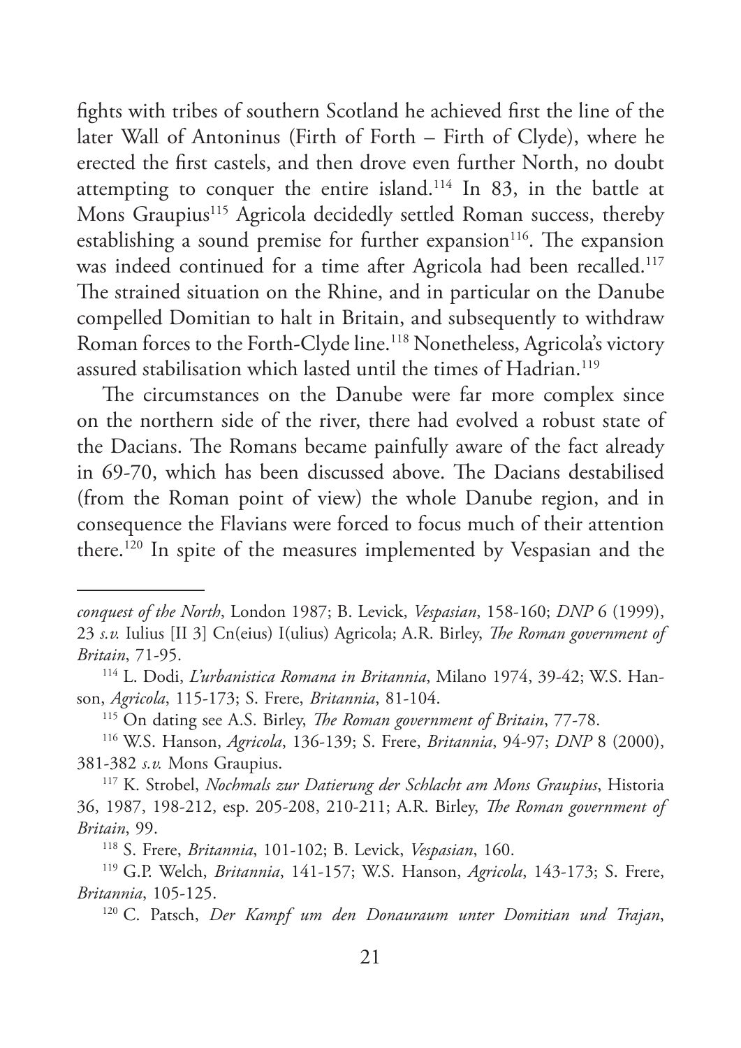fights with tribes of southern Scotland he achieved first the line of the later Wall of Antoninus (Firth of Forth – Firth of Clyde), where he erected the first castels, and then drove even further North, no doubt attempting to conquer the entire island.[114] In 83, in the battle at Mons Graupius[115] Agricola decidedly settled Roman success, thereby establishing a sound premise for further expansion[116]. The expansion was indeed continued for a time after Agricola had been recalled.[117] The strained situation on the Rhine, and in particular on the Danube compelled Domitian to halt in Britain, and subsequently to withdraw Roman forces to the Forth-Clyde line.[118] Nonetheless, Agricola's victory assured stabilisation which lasted until the times of Hadrian.[119]

The circumstances on the Danube were far more complex since on the northern side of the river, there had evolved a robust state of the Dacians. The Romans became painfully aware of the fact already in 69-70, which has been discussed above. The Dacians destabilised (from the Roman point of view) the whole Danube region, and in consequence the Flavians were forced to focus much of their attention there.[120] In spite of the measures implemented by Vespasian and the

---

*conquest of the North*, London 1987; B. Levick, *Vespasian*, 158-160; *DNP* 6 (1999), 23 *s.v.* Iulius [II 3] Cn(eius) I(ulius) Agricola; A.R. Birley, *The Roman government of Britain*, 71-95.

[114] L. Dodi, *L'urbanistica Romana in Britannia*, Milano 1974, 39-42; W.S. Hanson, *Agricola*, 115-173; S. Frere, *Britannia*, 81-104.

[115] On dating see A.S. Birley, *The Roman government of Britain*, 77-78.

[116] W.S. Hanson, *Agricola*, 136-139; S. Frere, *Britannia*, 94-97; *DNP* 8 (2000), 381-382 *s.v.* Mons Graupius.

[117] K. Strobel, *Nochmals zur Datierung der Schlacht am Mons Graupius*, Historia 36, 1987, 198-212, esp. 205-208, 210-211; A.R. Birley, *The Roman government of Britain*, 99.

[118] S. Frere, *Britannia*, 101-102; B. Levick, *Vespasian*, 160.

[119] G.P. Welch, *Britannia*, 141-157; W.S. Hanson, *Agricola*, 143-173; S. Frere, *Britannia*, 105-125.

[120] C. Patsch, *Der Kampf um den Donauraum unter Domitian und Trajan*,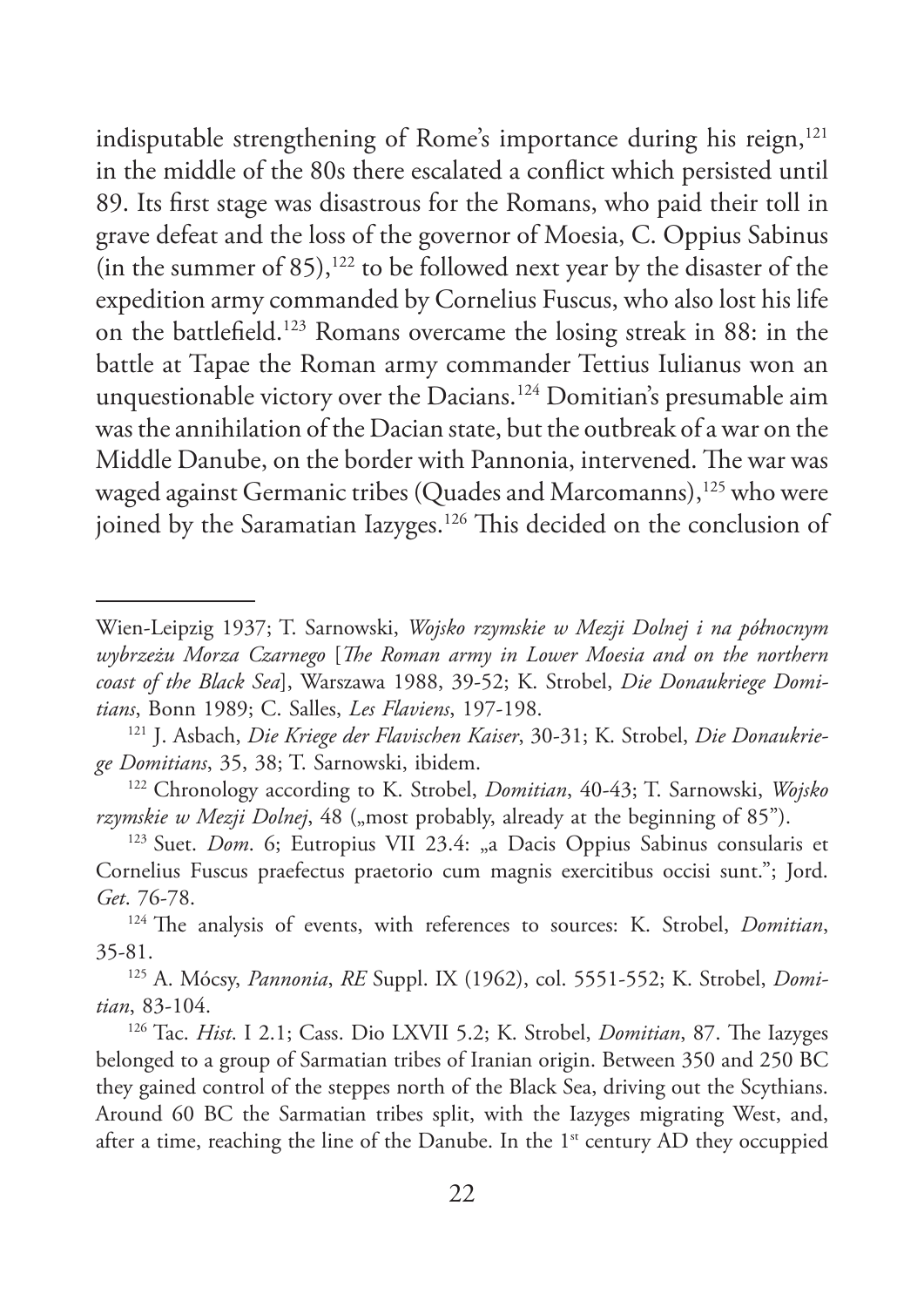indisputable strengthening of Rome's importance during his reign,[121] in the middle of the 80s there escalated a conflict which persisted until 89. Its first stage was disastrous for the Romans, who paid their toll in grave defeat and the loss of the governor of Moesia, C. Oppius Sabinus (in the summer of 85),[122] to be followed next year by the disaster of the expedition army commanded by Cornelius Fuscus, who also lost his life on the battlefield.[123] Romans overcame the losing streak in 88: in the battle at Tapae the Roman army commander Tettius Iulianus won an unquestionable victory over the Dacians.[124] Domitian's presumable aim was the annihilation of the Dacian state, but the outbreak of a war on the Middle Danube, on the border with Pannonia, intervened. The war was waged against Germanic tribes (Quades and Marcomanns),[125] who were joined by the Saramatian Iazyges.[126] This decided on the conclusion of

---

Wien-Leipzig 1937; T. Sarnowski, *Wojsko rzymskie w Mezji Dolnej i na północnym wybrzeżu Morza Czarnego* [*The Roman army in Lower Moesia and on the northern coast of the Black Sea*], Warszawa 1988, 39-52; K. Strobel, *Die Donaukriege Domitians*, Bonn 1989; C. Salles, *Les Flaviens*, 197-198.

[121] J. Asbach, *Die Kriege der Flavischen Kaiser*, 30-31; K. Strobel, *Die Donaukriege Domitians*, 35, 38; T. Sarnowski, ibidem.

[122] Chronology according to K. Strobel, *Domitian*, 40-43; T. Sarnowski, *Wojsko rzymskie w Mezji Dolnej*, 48 („most probably, already at the beginning of 85").

[123] Suet. *Dom*. 6; Eutropius VII 23.4: „a Dacis Oppius Sabinus consularis et Cornelius Fuscus praefectus praetorio cum magnis exercitibus occisi sunt."; Jord. *Get*. 76-78.

[124] The analysis of events, with references to sources: K. Strobel, *Domitian*, 35-81.

[125] A. Mócsy, *Pannonia*, *RE* Suppl. IX (1962), col. 5551-552; K. Strobel, *Domitian*, 83-104.

[126] Tac. *Hist*. I 2.1; Cass. Dio LXVII 5.2; K. Strobel, *Domitian*, 87. The Iazyges belonged to a group of Sarmatian tribes of Iranian origin. Between 350 and 250 BC they gained control of the steppes north of the Black Sea, driving out the Scythians. Around 60 BC the Sarmatian tribes split, with the Iazyges migrating West, and, after a time, reaching the line of the Danube. In the 1st century AD they occuppied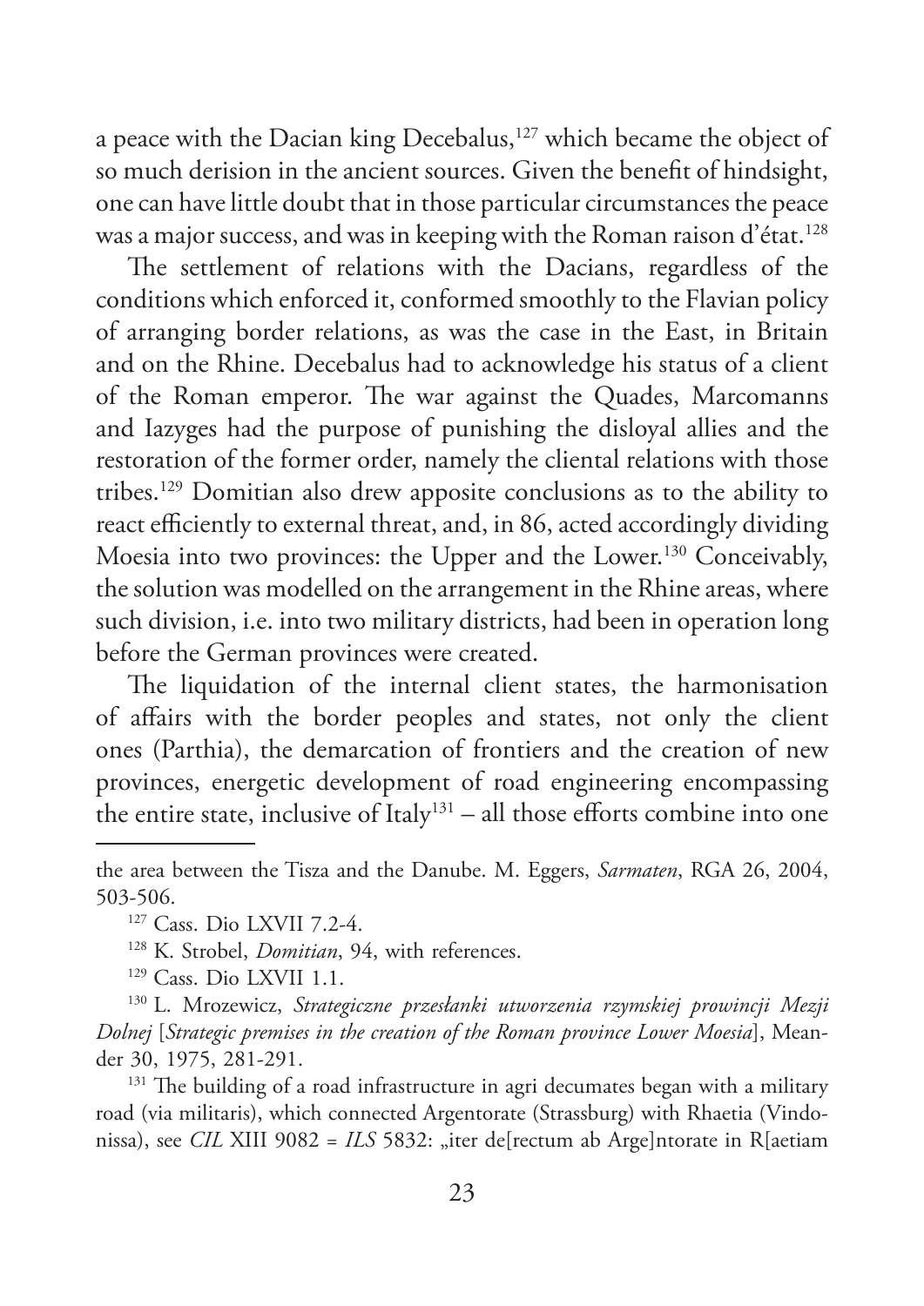a peace with the Dacian king Decebalus,[127] which became the object of so much derision in the ancient sources. Given the benefit of hindsight, one can have little doubt that in those particular circumstances the peace was a major success, and was in keeping with the Roman raison d'état.[128]

The settlement of relations with the Dacians, regardless of the conditions which enforced it, conformed smoothly to the Flavian policy of arranging border relations, as was the case in the East, in Britain and on the Rhine. Decebalus had to acknowledge his status of a client of the Roman emperor. The war against the Quades, Marcomanns and Iazyges had the purpose of punishing the disloyal allies and the restoration of the former order, namely the cliental relations with those tribes.[129] Domitian also drew apposite conclusions as to the ability to react efficiently to external threat, and, in 86, acted accordingly dividing Moesia into two provinces: the Upper and the Lower.[130] Conceivably, the solution was modelled on the arrangement in the Rhine areas, where such division, i.e. into two military districts, had been in operation long before the German provinces were created.

The liquidation of the internal client states, the harmonisation of affairs with the border peoples and states, not only the client ones (Parthia), the demarcation of frontiers and the creation of new provinces, energetic development of road engineering encompassing the entire state, inclusive of Italy[131] – all those efforts combine into one

---

the area between the Tisza and the Danube. M. Eggers, *Sarmaten*, RGA 26, 2004, 503-506.

[127] Cass. Dio LXVII 7.2-4.

[128] K. Strobel, *Domitian*, 94, with references.

[129] Cass. Dio LXVII 1.1.

[130] L. Mrozewicz, *Strategiczne przesłanki utworzenia rzymskiej prowincji Mezji Dolnej* [*Strategic premises in the creation of the Roman province Lower Moesia*], Meander 30, 1975, 281-291.

[131] The building of a road infrastructure in agri decumates began with a military road (via militaris), which connected Argentorate (Strassburg) with Rhaetia (Vindonissa), see *CIL* XIII 9082 = *ILS* 5832: „iter de[rectum ab Arge]ntorate in R[aetiam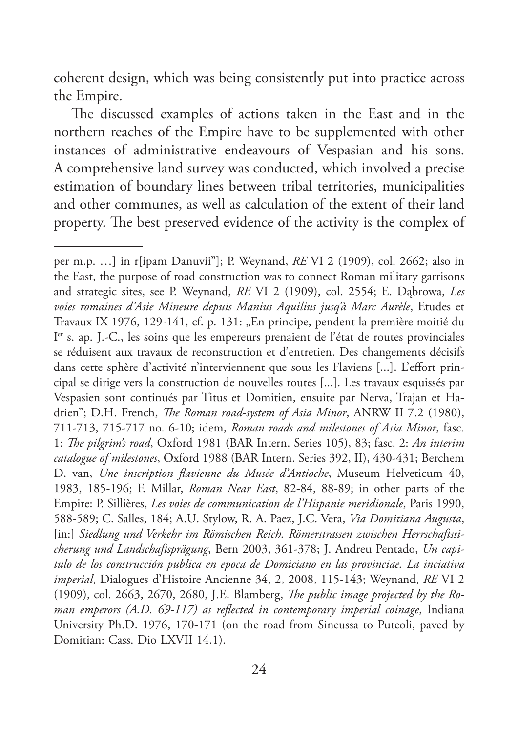coherent design, which was being consistently put into practice across the Empire.

The discussed examples of actions taken in the East and in the northern reaches of the Empire have to be supplemented with other instances of administrative endeavours of Vespasian and his sons. A comprehensive land survey was conducted, which involved a precise estimation of boundary lines between tribal territories, municipalities and other communes, as well as calculation of the extent of their land property. The best preserved evidence of the activity is the complex of

---

per m.p. …] in r[ipam Danuvii"]; P. Weynand, *RE* VI 2 (1909), col. 2662; also in the East, the purpose of road construction was to connect Roman military garrisons and strategic sites, see P. Weynand, *RE* VI 2 (1909), col. 2554; E. Dąbrowa, *Les voies romaines d'Asie Mineure depuis Manius Aquilius jusq'à Marc Aurèle*, Etudes et Travaux IX 1976, 129-141, cf. p. 131: „En principe, pendent la première moitié du Ier s. ap. J.-C., les soins que les empereurs prenaient de l'état de routes provinciales se réduisent aux travaux de reconstruction et d'entretien. Des changements décisifs dans cette sphère d'activité n'interviennent que sous les Flaviens [...]. L'effort principal se dirige vers la construction de nouvelles routes [...]. Les travaux esquissés par Vespasien sont continués par Titus et Domitien, ensuite par Nerva, Trajan et Hadrien"; D.H. French, *The Roman road-system of Asia Minor*, ANRW II 7.2 (1980), 711-713, 715-717 no. 6-10; idem, *Roman roads and milestones of Asia Minor*, fasc. 1: *The pilgrim's road*, Oxford 1981 (BAR Intern. Series 105), 83; fasc. 2: *An interim catalogue of milestones*, Oxford 1988 (BAR Intern. Series 392, II), 430-431; Berchem D. van, *Une inscription flavienne du Musée d'Antioche*, Museum Helveticum 40, 1983, 185-196; F. Millar, *Roman Near East*, 82-84, 88-89; in other parts of the Empire: P. Sillières, *Les voies de communication de l'Hispanie meridionale*, Paris 1990, 588-589; C. Salles, 184; A.U. Stylow, R. A. Paez, J.C. Vera, *Via Domitiana Augusta*, [in:] *Siedlung und Verkehr im Römischen Reich. Römerstrassen zwischen Herrschaftssicherung und Landschaftsprägung*, Bern 2003, 361-378; J. Andreu Pentado, *Un capitulo de los construcción publica en epoca de Domiciano en las provinciae. La inciativa imperial*, Dialogues d'Histoire Ancienne 34, 2, 2008, 115-143; Weynand, *RE* VI 2 (1909), col. 2663, 2670, 2680, J.E. Blamberg, *The public image projected by the Roman emperors (A.D. 69-117) as reflected in contemporary imperial coinage*, Indiana University Ph.D. 1976, 170-171 (on the road from Sineussa to Puteoli, paved by Domitian: Cass. Dio LXVII 14.1).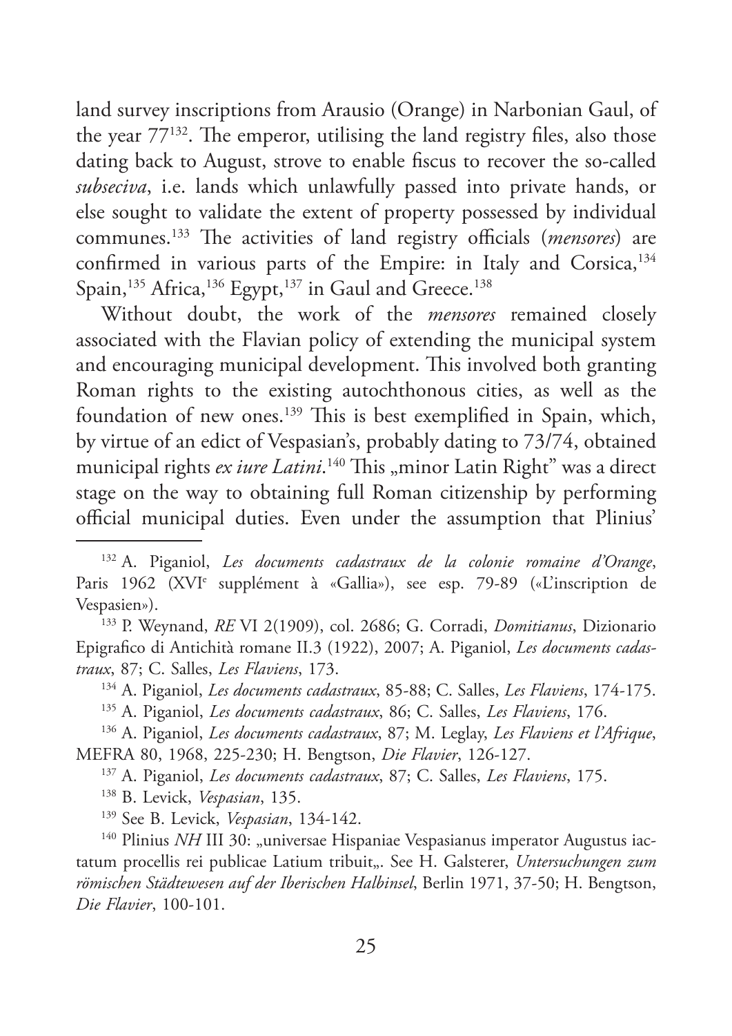land survey inscriptions from Arausio (Orange) in Narbonian Gaul, of the year 77[132]. The emperor, utilising the land registry files, also those dating back to August, strove to enable fiscus to recover the so-called *subseciva*, i.e. lands which unlawfully passed into private hands, or else sought to validate the extent of property possessed by individual communes.[133] The activities of land registry officials (*mensores*) are confirmed in various parts of the Empire: in Italy and Corsica,[134] Spain,[135] Africa,[136] Egypt,[137] in Gaul and Greece.[138]

Without doubt, the work of the *mensores* remained closely associated with the Flavian policy of extending the municipal system and encouraging municipal development. This involved both granting Roman rights to the existing autochthonous cities, as well as the foundation of new ones.[139] This is best exemplified in Spain, which, by virtue of an edict of Vespasian's, probably dating to 73/74, obtained municipal rights *ex iure Latini*.[140] This „minor Latin Right" was a direct stage on the way to obtaining full Roman citizenship by performing official municipal duties. Even under the assumption that Plinius'

---

[132] A. Piganiol, *Les documents cadastraux de la colonie romaine d'Orange*, Paris 1962 (XVI<sup>e</sup> supplément à «Gallia»), see esp. 79-89 («L'inscription de Vespasien»).

[133] P. Weynand, *RE* VI 2(1909), col. 2686; G. Corradi, *Domitianus*, Dizionario Epigrafico di Antichità romane II.3 (1922), 2007; A. Piganiol, *Les documents cadastraux*, 87; C. Salles, *Les Flaviens*, 173.

[134] A. Piganiol, *Les documents cadastraux*, 85-88; C. Salles, *Les Flaviens*, 174-175.

[135] A. Piganiol, *Les documents cadastraux*, 86; C. Salles, *Les Flaviens*, 176.

[136] A. Piganiol, *Les documents cadastraux*, 87; M. Leglay, *Les Flaviens et l'Afrique*, MEFRA 80, 1968, 225-230; H. Bengtson, *Die Flavier*, 126-127.

[137] A. Piganiol, *Les documents cadastraux*, 87; C. Salles, *Les Flaviens*, 175.

[138] B. Levick, *Vespasian*, 135.

[139] See B. Levick, *Vespasian*, 134-142.

[140] Plinius *NH* III 30: „universae Hispaniae Vespasianus imperator Augustus iactatum procellis rei publicae Latium tribuit„. See H. Galsterer, *Untersuchungen zum römischen Städtewesen auf der Iberischen Halbinsel*, Berlin 1971, 37-50; H. Bengtson, *Die Flavier*, 100-101.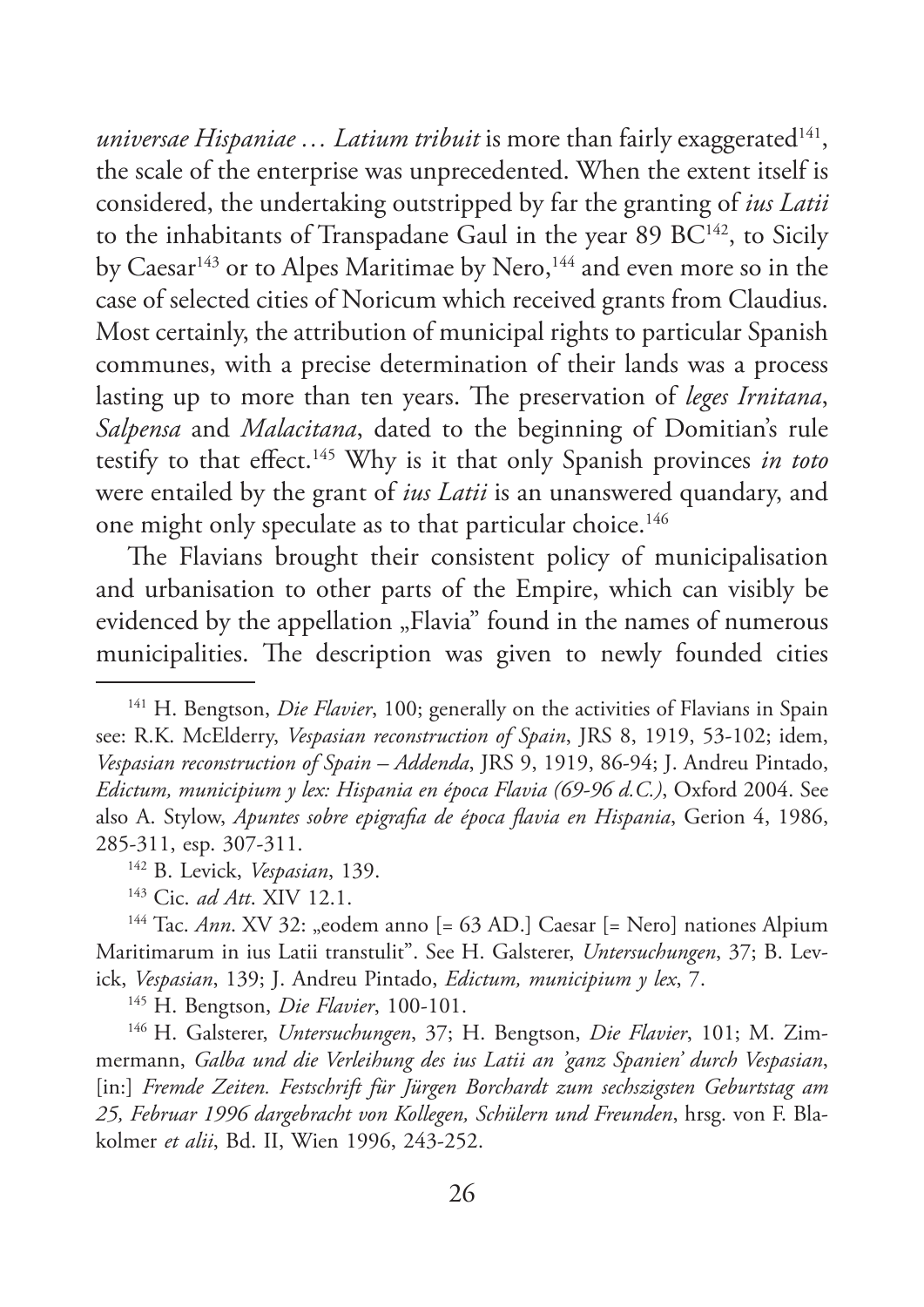*universae Hispaniae … Latium tribuit* is more than fairly exaggerated[141], the scale of the enterprise was unprecedented. When the extent itself is considered, the undertaking outstripped by far the granting of *ius Latii* to the inhabitants of Transpadane Gaul in the year 89 BC[142], to Sicily by Caesar[143] or to Alpes Maritimae by Nero,[144] and even more so in the case of selected cities of Noricum which received grants from Claudius. Most certainly, the attribution of municipal rights to particular Spanish communes, with a precise determination of their lands was a process lasting up to more than ten years. The preservation of *leges Irnitana*, *Salpensa* and *Malacitana*, dated to the beginning of Domitian's rule testify to that effect.[145] Why is it that only Spanish provinces *in toto* were entailed by the grant of *ius Latii* is an unanswered quandary, and one might only speculate as to that particular choice.[146]

The Flavians brought their consistent policy of municipalisation and urbanisation to other parts of the Empire, which can visibly be evidenced by the appellation „Flavia" found in the names of numerous municipalities. The description was given to newly founded cities

---

[141] H. Bengtson, *Die Flavier*, 100; generally on the activities of Flavians in Spain see: R.K. McElderry, *Vespasian reconstruction of Spain*, JRS 8, 1919, 53-102; idem, *Vespasian reconstruction of Spain – Addenda*, JRS 9, 1919, 86-94; J. Andreu Pintado, *Edictum, municipium y lex: Hispania en época Flavia (69-96 d.C.)*, Oxford 2004. See also A. Stylow, *Apuntes sobre epigrafia de época flavia en Hispania*, Gerion 4, 1986, 285-311, esp. 307-311.

[142] B. Levick, *Vespasian*, 139.

[143] Cic. *ad Att*. XIV 12.1.

[144] Tac. *Ann*. XV 32: „eodem anno [= 63 AD.] Caesar [= Nero] nationes Alpium Maritimarum in ius Latii transtulit". See H. Galsterer, *Untersuchungen*, 37; B. Levick, *Vespasian*, 139; J. Andreu Pintado, *Edictum, municipium y lex*, 7.

[145] H. Bengtson, *Die Flavier*, 100-101.

[146] H. Galsterer, *Untersuchungen*, 37; H. Bengtson, *Die Flavier*, 101; M. Zimmermann, *Galba und die Verleihung des ius Latii an 'ganz Spanien' durch Vespasian*, [in:] *Fremde Zeiten. Festschrift für Jürgen Borchardt zum sechszigsten Geburtstag am 25, Februar 1996 dargebracht von Kollegen, Schülern und Freunden*, hrsg. von F. Blakolmer *et alii*, Bd. II, Wien 1996, 243-252.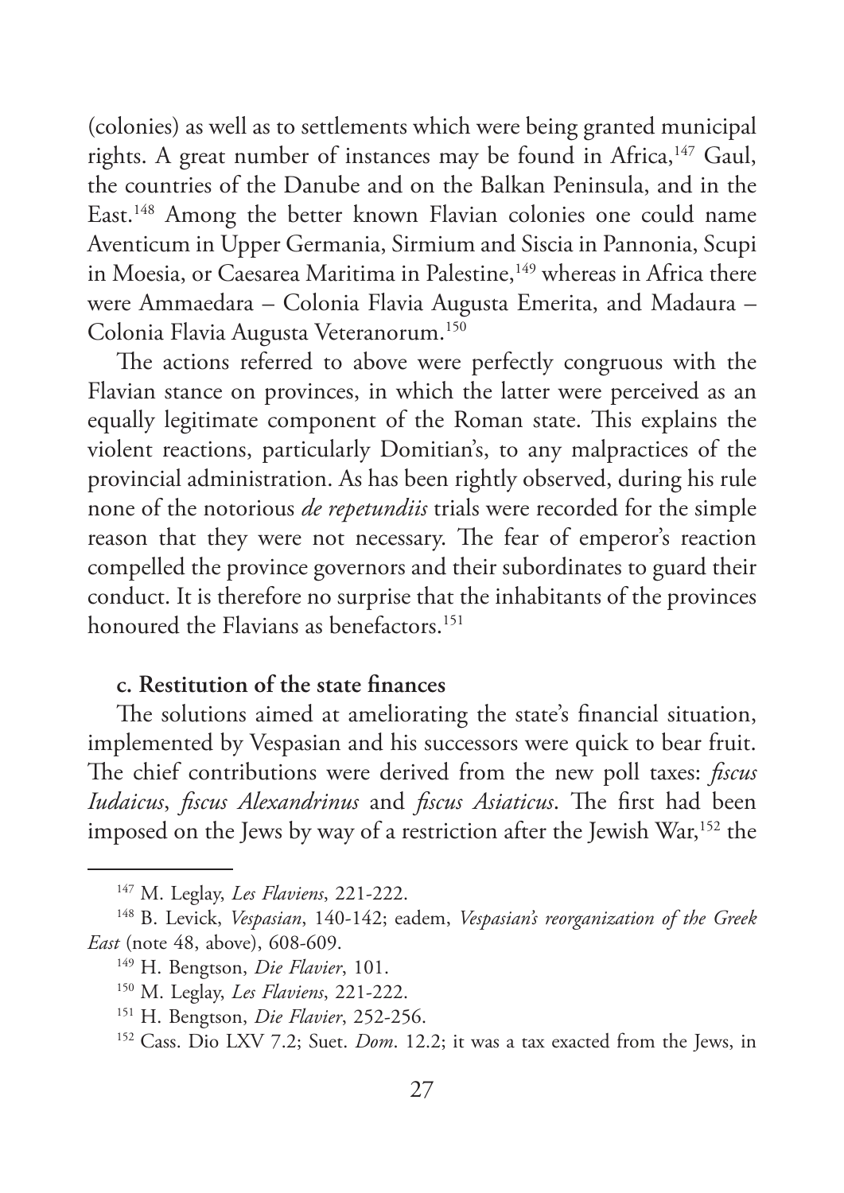(colonies) as well as to settlements which were being granted municipal rights. A great number of instances may be found in Africa,[147] Gaul, the countries of the Danube and on the Balkan Peninsula, and in the East.[148] Among the better known Flavian colonies one could name Aventicum in Upper Germania, Sirmium and Siscia in Pannonia, Scupi in Moesia, or Caesarea Maritima in Palestine,[149] whereas in Africa there were Ammaedara – Colonia Flavia Augusta Emerita, and Madaura – Colonia Flavia Augusta Veteranorum.[150]

The actions referred to above were perfectly congruous with the Flavian stance on provinces, in which the latter were perceived as an equally legitimate component of the Roman state. This explains the violent reactions, particularly Domitian's, to any malpractices of the provincial administration. As has been rightly observed, during his rule none of the notorious *de repetundiis* trials were recorded for the simple reason that they were not necessary. The fear of emperor's reaction compelled the province governors and their subordinates to guard their conduct. It is therefore no surprise that the inhabitants of the provinces honoured the Flavians as benefactors.[151]

#### c. Restitution of the state finances

The solutions aimed at ameliorating the state's financial situation, implemented by Vespasian and his successors were quick to bear fruit. The chief contributions were derived from the new poll taxes: *fiscus Iudaicus*, *fiscus Alexandrinus* and *fiscus Asiaticus*. The first had been imposed on the Jews by way of a restriction after the Jewish War,[152] the

---

[147] M. Leglay, *Les Flaviens*, 221-222.

[148] B. Levick, *Vespasian*, 140-142; eadem, *Vespasian's reorganization of the Greek East* (note 48, above), 608-609.

[149] H. Bengtson, *Die Flavier*, 101.

[150] M. Leglay, *Les Flaviens*, 221-222.

[151] H. Bengtson, *Die Flavier*, 252-256.

[152] Cass. Dio LXV 7.2; Suet. *Dom*. 12.2; it was a tax exacted from the Jews, in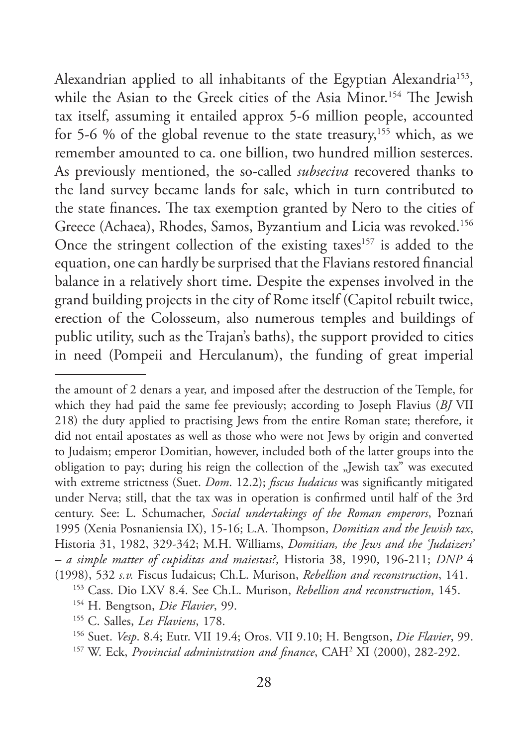Alexandrian applied to all inhabitants of the Egyptian Alexandria[153], while the Asian to the Greek cities of the Asia Minor.[154] The Jewish tax itself, assuming it entailed approx 5-6 million people, accounted for 5-6 % of the global revenue to the state treasury,[155] which, as we remember amounted to ca. one billion, two hundred million sesterces. As previously mentioned, the so-called *subseciva* recovered thanks to the land survey became lands for sale, which in turn contributed to the state finances. The tax exemption granted by Nero to the cities of Greece (Achaea), Rhodes, Samos, Byzantium and Licia was revoked.[156] Once the stringent collection of the existing taxes[157] is added to the equation, one can hardly be surprised that the Flavians restored financial balance in a relatively short time. Despite the expenses involved in the grand building projects in the city of Rome itself (Capitol rebuilt twice, erection of the Colosseum, also numerous temples and buildings of public utility, such as the Trajan's baths), the support provided to cities in need (Pompeii and Herculanum), the funding of great imperial

---

the amount of 2 denars a year, and imposed after the destruction of the Temple, for which they had paid the same fee previously; according to Joseph Flavius (*BJ* VII 218) the duty applied to practising Jews from the entire Roman state; therefore, it did not entail apostates as well as those who were not Jews by origin and converted to Judaism; emperor Domitian, however, included both of the latter groups into the obligation to pay; during his reign the collection of the „Jewish tax" was executed with extreme strictness (Suet. *Dom*. 12.2); *fiscus Iudaicus* was significantly mitigated under Nerva; still, that the tax was in operation is confirmed until half of the 3rd century. See: L. Schumacher, *Social undertakings of the Roman emperors*, Poznań 1995 (Xenia Posnaniensia IX), 15-16; L.A. Thompson, *Domitian and the Jewish tax*, Historia 31, 1982, 329-342; M.H. Williams, *Domitian, the Jews and the 'Judaizers' – a simple matter of cupiditas and maiestas?*, Historia 38, 1990, 196-211; *DNP* 4 (1998), 532 *s.v.* Fiscus Iudaicus; Ch.L. Murison, *Rebellion and reconstruction*, 141.

[153] Cass. Dio LXV 8.4. See Ch.L. Murison, *Rebellion and reconstruction*, 145.

[154] H. Bengtson, *Die Flavier*, 99.

[155] C. Salles, *Les Flaviens*, 178.

[156] Suet. *Vesp*. 8.4; Eutr. VII 19.4; Oros. VII 9.10; H. Bengtson, *Die Flavier*, 99.

[157] W. Eck, *Provincial administration and finance*, CAH[2] XI (2000), 282-292.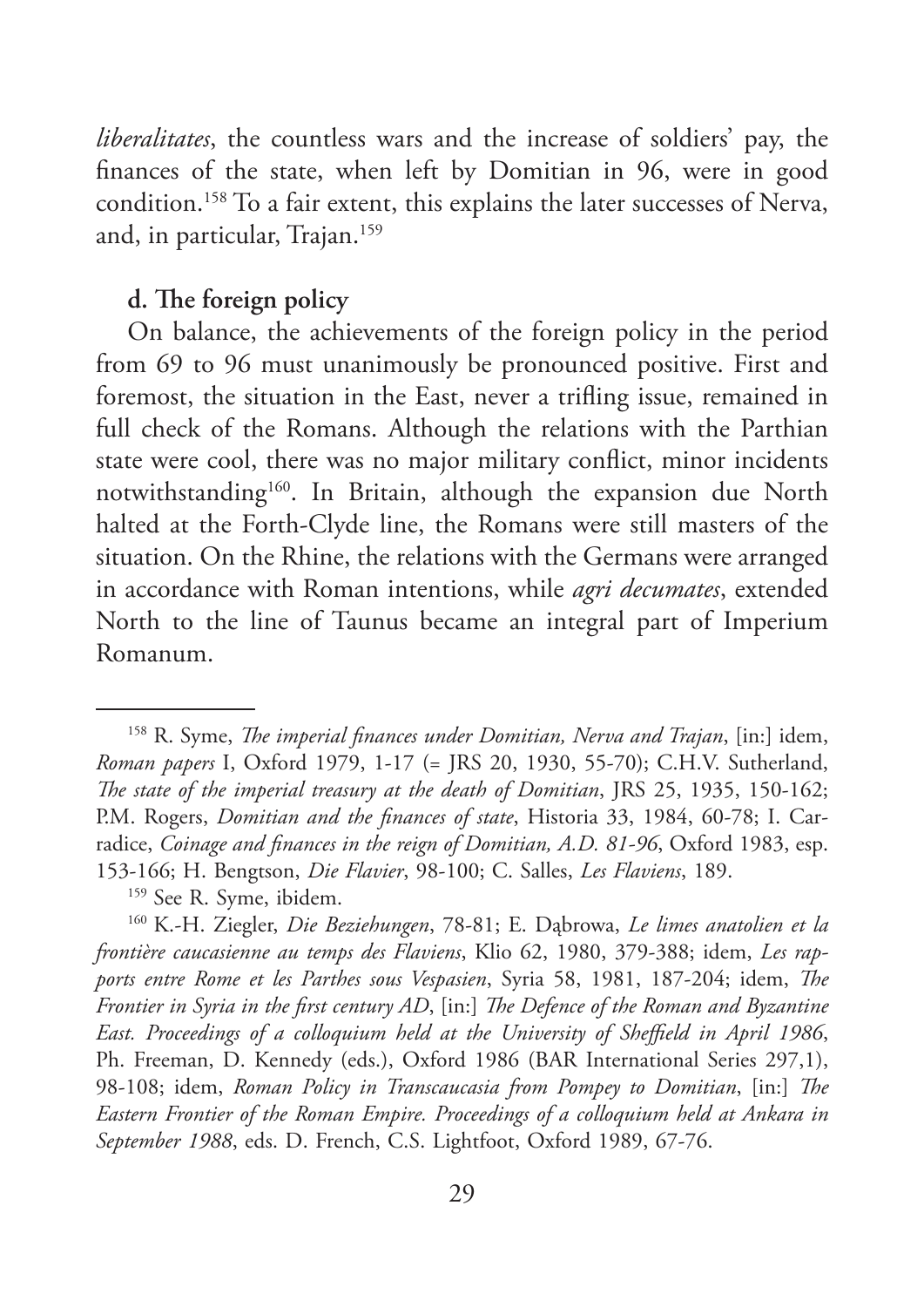*liberalitates*, the countless wars and the increase of soldiers' pay, the finances of the state, when left by Domitian in 96, were in good condition.[158] To a fair extent, this explains the later successes of Nerva, and, in particular, Trajan.[159]

**d. The foreign policy**

On balance, the achievements of the foreign policy in the period from 69 to 96 must unanimously be pronounced positive. First and foremost, the situation in the East, never a trifling issue, remained in full check of the Romans. Although the relations with the Parthian state were cool, there was no major military conflict, minor incidents notwithstanding[160]. In Britain, although the expansion due North halted at the Forth-Clyde line, the Romans were still masters of the situation. On the Rhine, the relations with the Germans were arranged in accordance with Roman intentions, while *agri decumates*, extended North to the line of Taunus became an integral part of Imperium Romanum.

---

[158] R. Syme, *The imperial finances under Domitian, Nerva and Trajan*, [in:] idem, *Roman papers* I, Oxford 1979, 1-17 (= JRS 20, 1930, 55-70); C.H.V. Sutherland, *The state of the imperial treasury at the death of Domitian*, JRS 25, 1935, 150-162; P.M. Rogers, *Domitian and the finances of state*, Historia 33, 1984, 60-78; I. Carradice, *Coinage and finances in the reign of Domitian, A.D. 81-96*, Oxford 1983, esp. 153-166; H. Bengtson, *Die Flavier*, 98-100; C. Salles, *Les Flaviens*, 189.

[159] See R. Syme, ibidem.

[160] K.-H. Ziegler, *Die Beziehungen*, 78-81; E. Dąbrowa, *Le limes anatolien et la frontière caucasienne au temps des Flaviens*, Klio 62, 1980, 379-388; idem, *Les rapports entre Rome et les Parthes sous Vespasien*, Syria 58, 1981, 187-204; idem, *The Frontier in Syria in the first century AD*, [in:] *The Defence of the Roman and Byzantine East. Proceedings of a colloquium held at the University of Sheffield in April 1986*, Ph. Freeman, D. Kennedy (eds.), Oxford 1986 (BAR International Series 297,1), 98-108; idem, *Roman Policy in Transcaucasia from Pompey to Domitian*, [in:] *The Eastern Frontier of the Roman Empire. Proceedings of a colloquium held at Ankara in September 1988*, eds. D. French, C.S. Lightfoot, Oxford 1989, 67-76.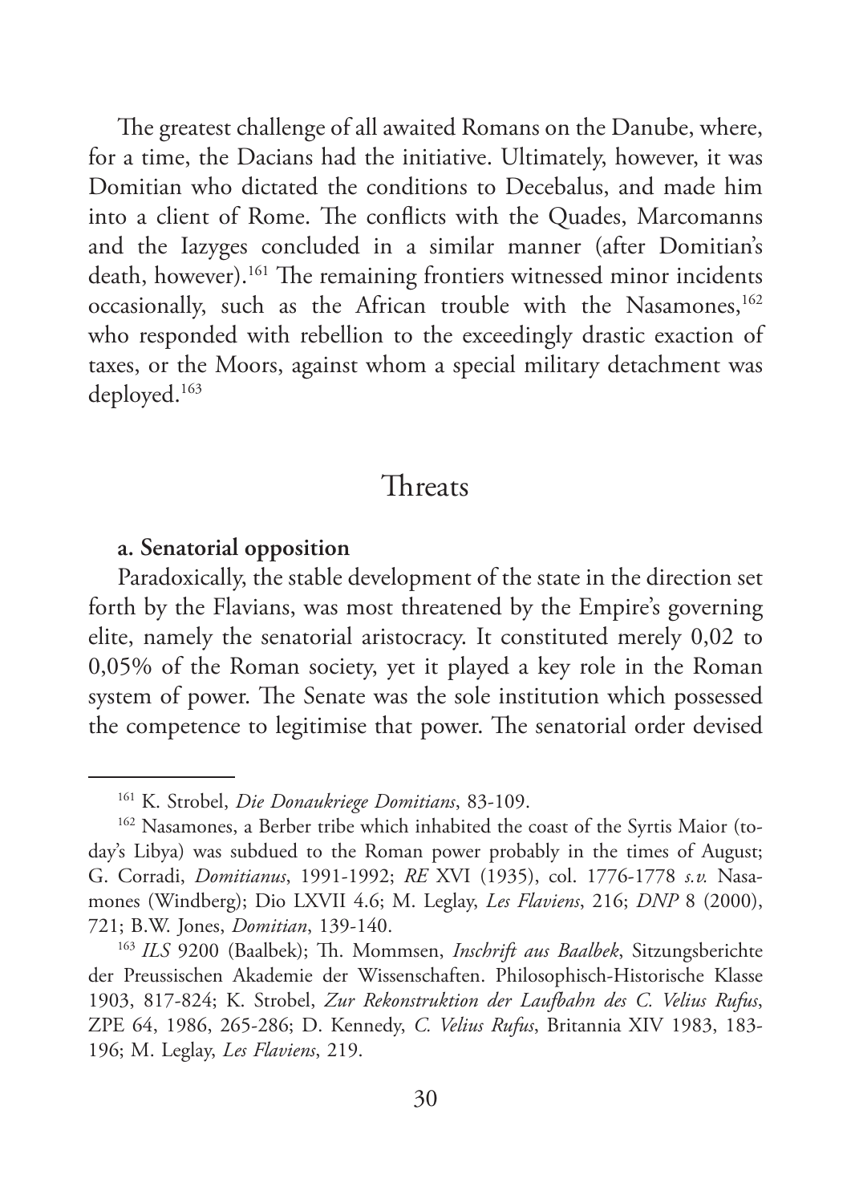The greatest challenge of all awaited Romans on the Danube, where, for a time, the Dacians had the initiative. Ultimately, however, it was Domitian who dictated the conditions to Decebalus, and made him into a client of Rome. The conflicts with the Quades, Marcomanns and the Iazyges concluded in a similar manner (after Domitian's death, however).[161] The remaining frontiers witnessed minor incidents occasionally, such as the African trouble with the Nasamones,[162] who responded with rebellion to the exceedingly drastic exaction of taxes, or the Moors, against whom a special military detachment was deployed.[163]

## Threats

**a. Senatorial opposition**

Paradoxically, the stable development of the state in the direction set forth by the Flavians, was most threatened by the Empire's governing elite, namely the senatorial aristocracy. It constituted merely 0,02 to 0,05% of the Roman society, yet it played a key role in the Roman system of power. The Senate was the sole institution which possessed the competence to legitimise that power. The senatorial order devised

---

[161] K. Strobel, *Die Donaukriege Domitians*, 83-109.

[162] Nasamones, a Berber tribe which inhabited the coast of the Syrtis Maior (today's Libya) was subdued to the Roman power probably in the times of August; G. Corradi, *Domitianus*, 1991-1992; *RE* XVI (1935), col. 1776-1778 *s.v.* Nasamones (Windberg); Dio LXVII 4.6; M. Leglay, *Les Flaviens*, 216; *DNP* 8 (2000), 721; B.W. Jones, *Domitian*, 139-140.

[163] *ILS* 9200 (Baalbek); Th. Mommsen, *Inschrift aus Baalbek*, Sitzungsberichte der Preussischen Akademie der Wissenschaften. Philosophisch-Historische Klasse 1903, 817-824; K. Strobel, *Zur Rekonstruktion der Laufbahn des C. Velius Rufus*, ZPE 64, 1986, 265-286; D. Kennedy, *C. Velius Rufus*, Britannia XIV 1983, 183-196; M. Leglay, *Les Flaviens*, 219.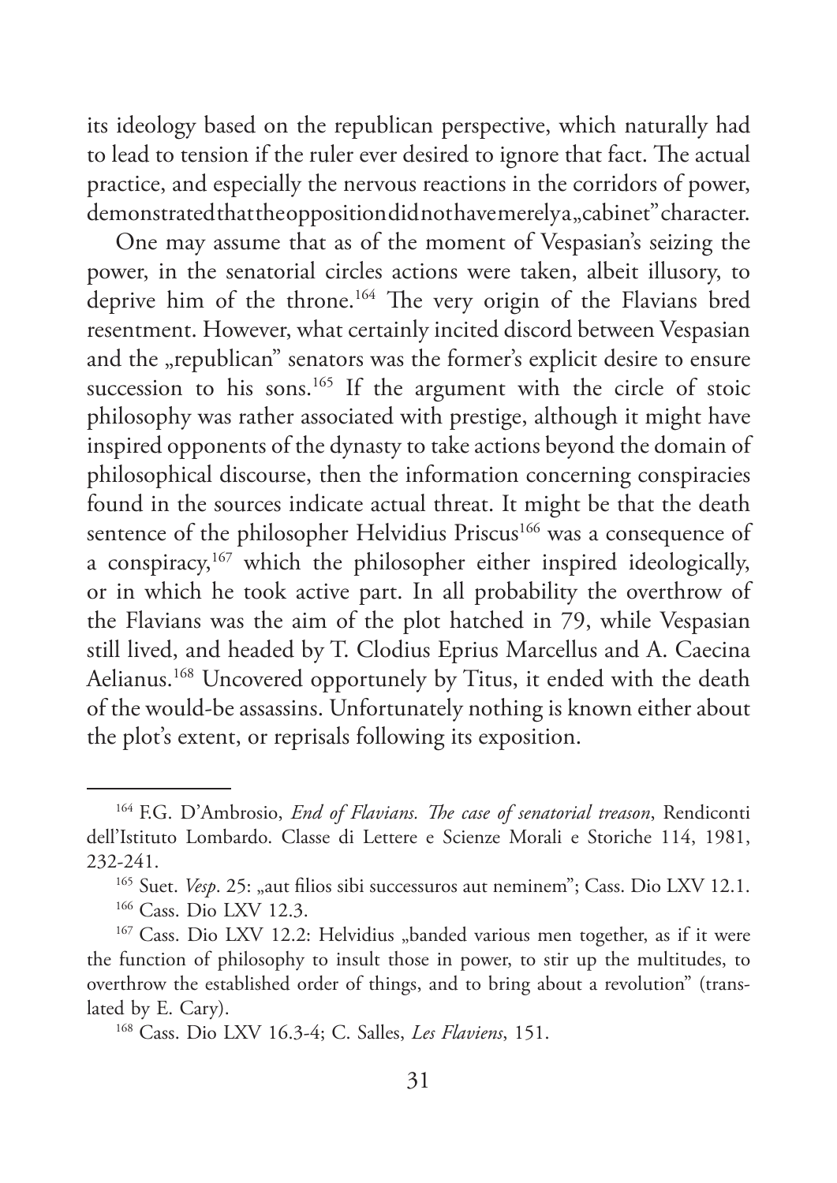its ideology based on the republican perspective, which naturally had to lead to tension if the ruler ever desired to ignore that fact. The actual practice, and especially the nervous reactions in the corridors of power, demonstrated that the opposition did not have merely a „cabinet" character.

One may assume that as of the moment of Vespasian's seizing the power, in the senatorial circles actions were taken, albeit illusory, to deprive him of the throne.[164] The very origin of the Flavians bred resentment. However, what certainly incited discord between Vespasian and the „republican" senators was the former's explicit desire to ensure succession to his sons.[165] If the argument with the circle of stoic philosophy was rather associated with prestige, although it might have inspired opponents of the dynasty to take actions beyond the domain of philosophical discourse, then the information concerning conspiracies found in the sources indicate actual threat. It might be that the death sentence of the philosopher Helvidius Priscus[166] was a consequence of a conspiracy,[167] which the philosopher either inspired ideologically, or in which he took active part. In all probability the overthrow of the Flavians was the aim of the plot hatched in 79, while Vespasian still lived, and headed by T. Clodius Eprius Marcellus and A. Caecina Aelianus.[168] Uncovered opportunely by Titus, it ended with the death of the would-be assassins. Unfortunately nothing is known either about the plot's extent, or reprisals following its exposition.

---

[164] F.G. D'Ambrosio, *End of Flavians. The case of senatorial treason*, Rendiconti dell'Istituto Lombardo. Classe di Lettere e Scienze Morali e Storiche 114, 1981, 232-241.

[165] Suet. *Vesp*. 25: „aut filios sibi successuros aut neminem"; Cass. Dio LXV 12.1.

[166] Cass. Dio LXV 12.3.

[167] Cass. Dio LXV 12.2: Helvidius „banded various men together, as if it were the function of philosophy to insult those in power, to stir up the multitudes, to overthrow the established order of things, and to bring about a revolution" (translated by E. Cary).

[168] Cass. Dio LXV 16.3-4; C. Salles, *Les Flaviens*, 151.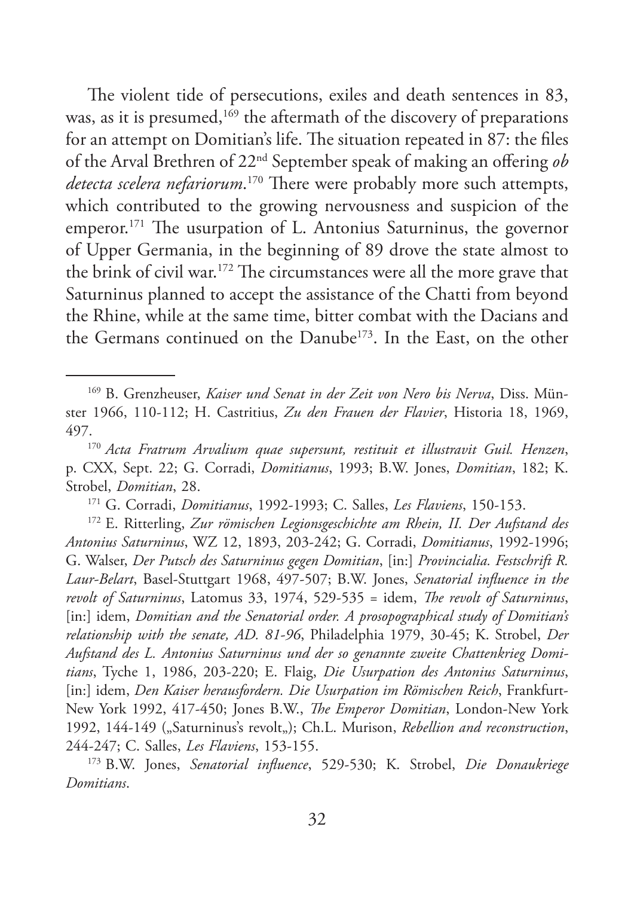The violent tide of persecutions, exiles and death sentences in 83, was, as it is presumed,[169] the aftermath of the discovery of preparations for an attempt on Domitian's life. The situation repeated in 87: the files of the Arval Brethren of 22nd September speak of making an offering *ob detecta scelera nefariorum*.[170] There were probably more such attempts, which contributed to the growing nervousness and suspicion of the emperor.[171] The usurpation of L. Antonius Saturninus, the governor of Upper Germania, in the beginning of 89 drove the state almost to the brink of civil war.[172] The circumstances were all the more grave that Saturninus planned to accept the assistance of the Chatti from beyond the Rhine, while at the same time, bitter combat with the Dacians and the Germans continued on the Danube[173]. In the East, on the other

---

[169] B. Grenzheuser, *Kaiser und Senat in der Zeit von Nero bis Nerva*, Diss. Münster 1966, 110-112; H. Castritius, *Zu den Frauen der Flavier*, Historia 18, 1969, 497.

[170] *Acta Fratrum Arvalium quae supersunt, restituit et illustravit Guil. Henzen*, p. CXX, Sept. 22; G. Corradi, *Domitianus*, 1993; B.W. Jones, *Domitian*, 182; K. Strobel, *Domitian*, 28.

[171] G. Corradi, *Domitianus*, 1992-1993; C. Salles, *Les Flaviens*, 150-153.

[172] E. Ritterling, *Zur römischen Legionsgeschichte am Rhein, II. Der Aufstand des Antonius Saturninus*, WZ 12, 1893, 203-242; G. Corradi, *Domitianus*, 1992-1996; G. Walser, *Der Putsch des Saturninus gegen Domitian*, [in:] *Provincialia. Festschrift R. Laur-Belart*, Basel-Stuttgart 1968, 497-507; B.W. Jones, *Senatorial influence in the revolt of Saturninus*, Latomus 33, 1974, 529-535 = idem, *The revolt of Saturninus*, [in:] idem, *Domitian and the Senatorial order. A prosopographical study of Domitian's relationship with the senate, AD. 81-96*, Philadelphia 1979, 30-45; K. Strobel, *Der Aufstand des L. Antonius Saturninus und der so genannte zweite Chattenkrieg Domitians*, Tyche 1, 1986, 203-220; E. Flaig, *Die Usurpation des Antonius Saturninus*, [in:] idem, *Den Kaiser herausfordern. Die Usurpation im Römischen Reich*, Frankfurt-New York 1992, 417-450; Jones B.W., *The Emperor Domitian*, London-New York 1992, 144-149 („Saturninus's revolt„); Ch.L. Murison, *Rebellion and reconstruction*, 244-247; C. Salles, *Les Flaviens*, 153-155.

[173] B.W. Jones, *Senatorial influence*, 529-530; K. Strobel, *Die Donaukriege Domitians*.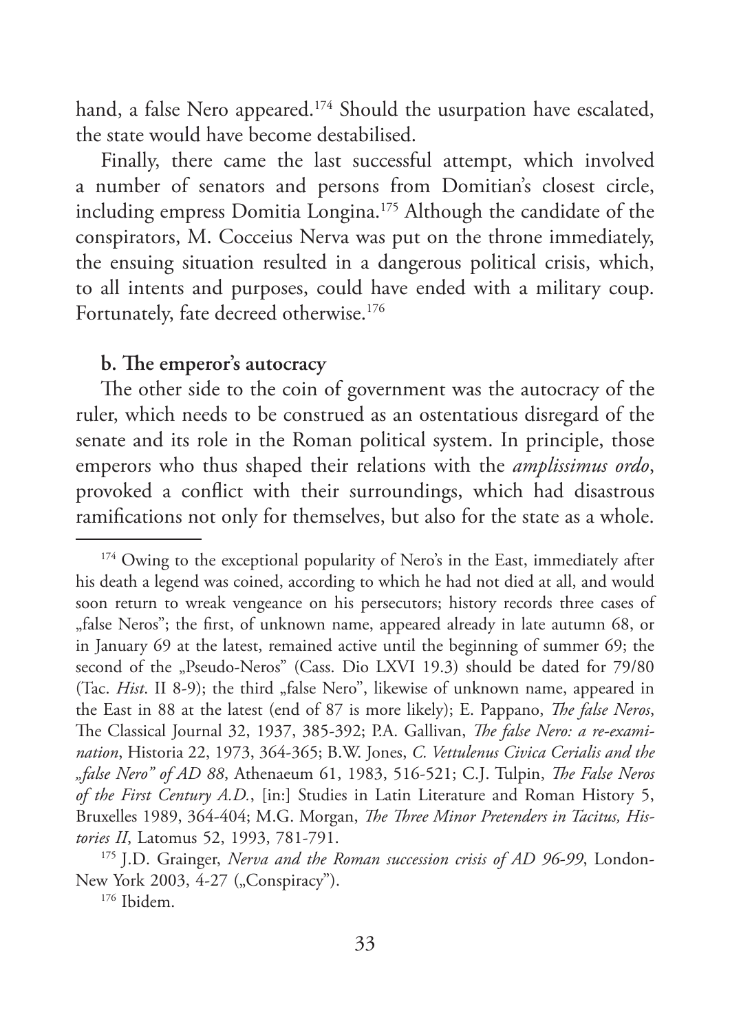hand, a false Nero appeared.[174] Should the usurpation have escalated, the state would have become destabilised.

Finally, there came the last successful attempt, which involved a number of senators and persons from Domitian's closest circle, including empress Domitia Longina.[175] Although the candidate of the conspirators, M. Cocceius Nerva was put on the throne immediately, the ensuing situation resulted in a dangerous political crisis, which, to all intents and purposes, could have ended with a military coup. Fortunately, fate decreed otherwise.[176]

**b. The emperor's autocracy**

The other side to the coin of government was the autocracy of the ruler, which needs to be construed as an ostentatious disregard of the senate and its role in the Roman political system. In principle, those emperors who thus shaped their relations with the *amplissimus ordo*, provoked a conflict with their surroundings, which had disastrous ramifications not only for themselves, but also for the state as a whole.

---

[174] Owing to the exceptional popularity of Nero's in the East, immediately after his death a legend was coined, according to which he had not died at all, and would soon return to wreak vengeance on his persecutors; history records three cases of „false Neros"; the first, of unknown name, appeared already in late autumn 68, or in January 69 at the latest, remained active until the beginning of summer 69; the second of the „Pseudo-Neros" (Cass. Dio LXVI 19.3) should be dated for 79/80 (Tac. *Hist*. II 8-9); the third „false Nero", likewise of unknown name, appeared in the East in 88 at the latest (end of 87 is more likely); E. Pappano, *The false Neros*, The Classical Journal 32, 1937, 385-392; P.A. Gallivan, *The false Nero: a re-examination*, Historia 22, 1973, 364-365; B.W. Jones, *C. Vettulenus Civica Cerialis and the „false Nero" of AD 88*, Athenaeum 61, 1983, 516-521; C.J. Tulpin, *The False Neros of the First Century A.D.*, [in:] Studies in Latin Literature and Roman History 5, Bruxelles 1989, 364-404; M.G. Morgan, *The Three Minor Pretenders in Tacitus, Histories II*, Latomus 52, 1993, 781-791.

[175] J.D. Grainger, *Nerva and the Roman succession crisis of AD 96-99*, London-New York 2003, 4-27 („Conspiracy").

[176] Ibidem.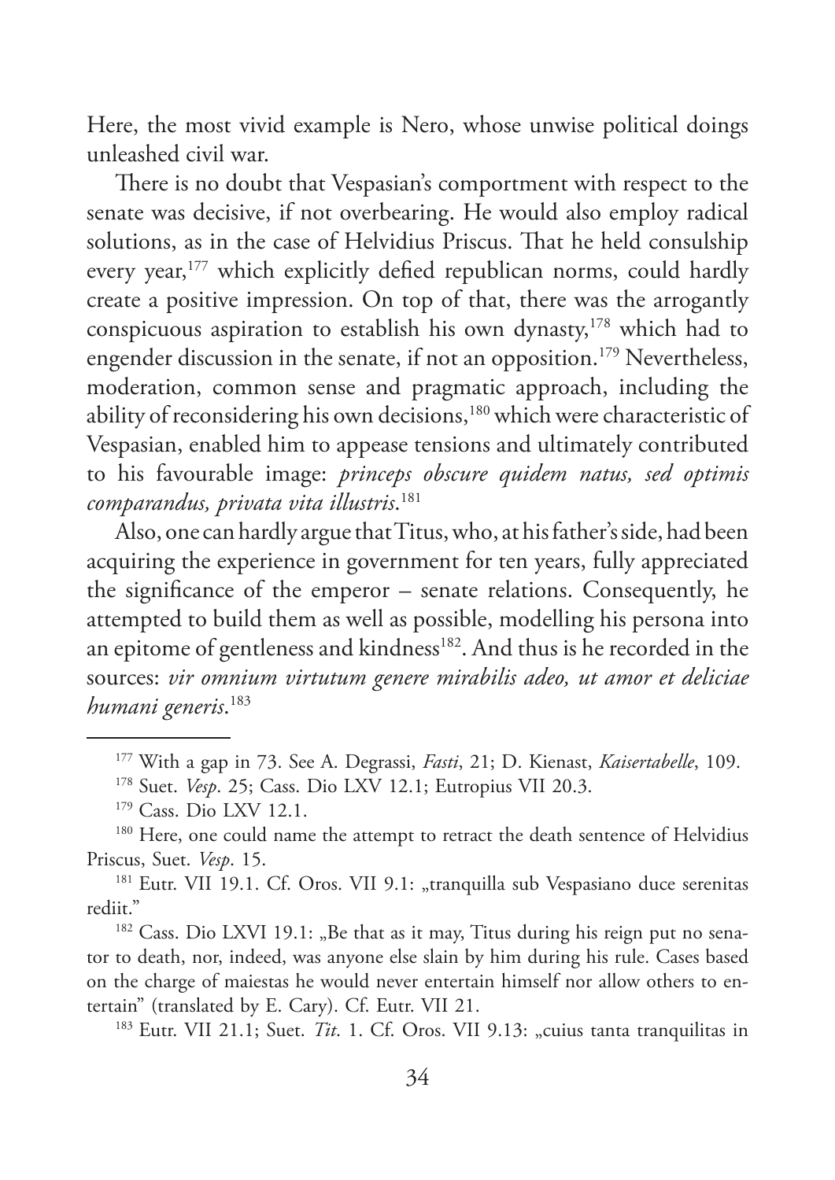Here, the most vivid example is Nero, whose unwise political doings unleashed civil war.

There is no doubt that Vespasian's comportment with respect to the senate was decisive, if not overbearing. He would also employ radical solutions, as in the case of Helvidius Priscus. That he held consulship every year,[177] which explicitly defied republican norms, could hardly create a positive impression. On top of that, there was the arrogantly conspicuous aspiration to establish his own dynasty,[178] which had to engender discussion in the senate, if not an opposition.[179] Nevertheless, moderation, common sense and pragmatic approach, including the ability of reconsidering his own decisions,[180] which were characteristic of Vespasian, enabled him to appease tensions and ultimately contributed to his favourable image: *princeps obscure quidem natus, sed optimis comparandus, privata vita illustris*.[181]

Also, one can hardly argue that Titus, who, at his father's side, had been acquiring the experience in government for ten years, fully appreciated the significance of the emperor – senate relations. Consequently, he attempted to build them as well as possible, modelling his persona into an epitome of gentleness and kindness[182]. And thus is he recorded in the sources: *vir omnium virtutum genere mirabilis adeo, ut amor et deliciae humani generis*.[183]

---

[177] With a gap in 73. See A. Degrassi, *Fasti*, 21; D. Kienast, *Kaisertabelle*, 109.

[178] Suet. *Vesp*. 25; Cass. Dio LXV 12.1; Eutropius VII 20.3.

[179] Cass. Dio LXV 12.1.

[180] Here, one could name the attempt to retract the death sentence of Helvidius Priscus, Suet. *Vesp*. 15.

[181] Eutr. VII 19.1. Cf. Oros. VII 9.1: „tranquilla sub Vespasiano duce serenitas rediit."

[182] Cass. Dio LXVI 19.1: „Be that as it may, Titus during his reign put no senator to death, nor, indeed, was anyone else slain by him during his rule. Cases based on the charge of maiestas he would never entertain himself nor allow others to entertain" (translated by E. Cary). Cf. Eutr. VII 21.

[183] Eutr. VII 21.1; Suet. *Tit*. 1. Cf. Oros. VII 9.13: „cuius tanta tranquilitas in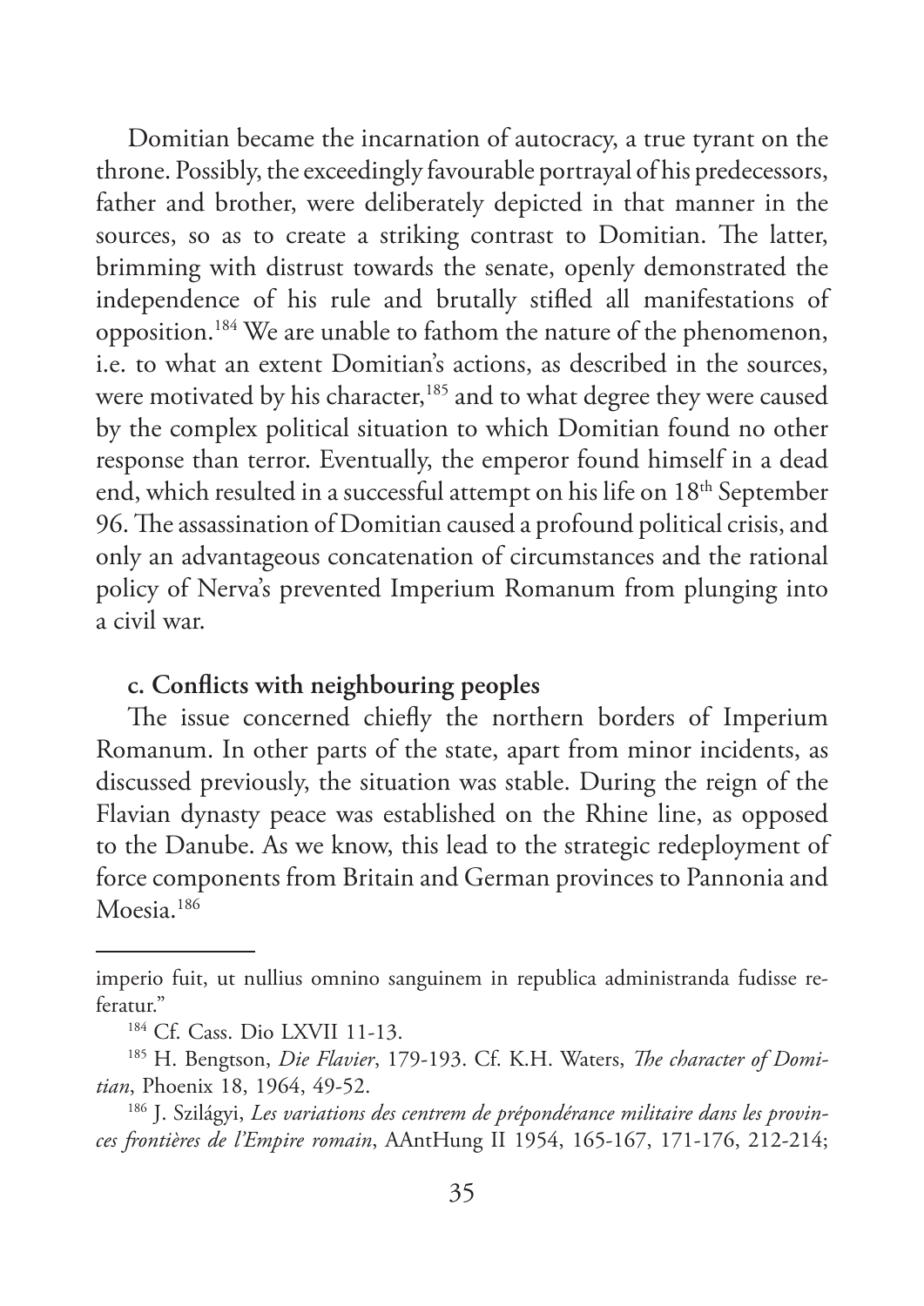Domitian became the incarnation of autocracy, a true tyrant on the throne. Possibly, the exceedingly favourable portrayal of his predecessors, father and brother, were deliberately depicted in that manner in the sources, so as to create a striking contrast to Domitian. The latter, brimming with distrust towards the senate, openly demonstrated the independence of his rule and brutally stifled all manifestations of opposition.[184] We are unable to fathom the nature of the phenomenon, i.e. to what an extent Domitian's actions, as described in the sources, were motivated by his character,[185] and to what degree they were caused by the complex political situation to which Domitian found no other response than terror. Eventually, the emperor found himself in a dead end, which resulted in a successful attempt on his life on 18th September 96. The assassination of Domitian caused a profound political crisis, and only an advantageous concatenation of circumstances and the rational policy of Nerva's prevented Imperium Romanum from plunging into a civil war.

**c. Conflicts with neighbouring peoples**

The issue concerned chiefly the northern borders of Imperium Romanum. In other parts of the state, apart from minor incidents, as discussed previously, the situation was stable. During the reign of the Flavian dynasty peace was established on the Rhine line, as opposed to the Danube. As we know, this lead to the strategic redeployment of force components from Britain and German provinces to Pannonia and Moesia.[186]

---

imperio fuit, ut nullius omnino sanguinem in republica administranda fudisse referatur."

[184] Cf. Cass. Dio LXVII 11-13.

[185] H. Bengtson, *Die Flavier*, 179-193. Cf. K.H. Waters, *The character of Domitian*, Phoenix 18, 1964, 49-52.

[186] J. Szilágyi, *Les variations des centrem de prépondérance militaire dans les provinces frontières de l'Empire romain*, AAntHung II 1954, 165-167, 171-176, 212-214;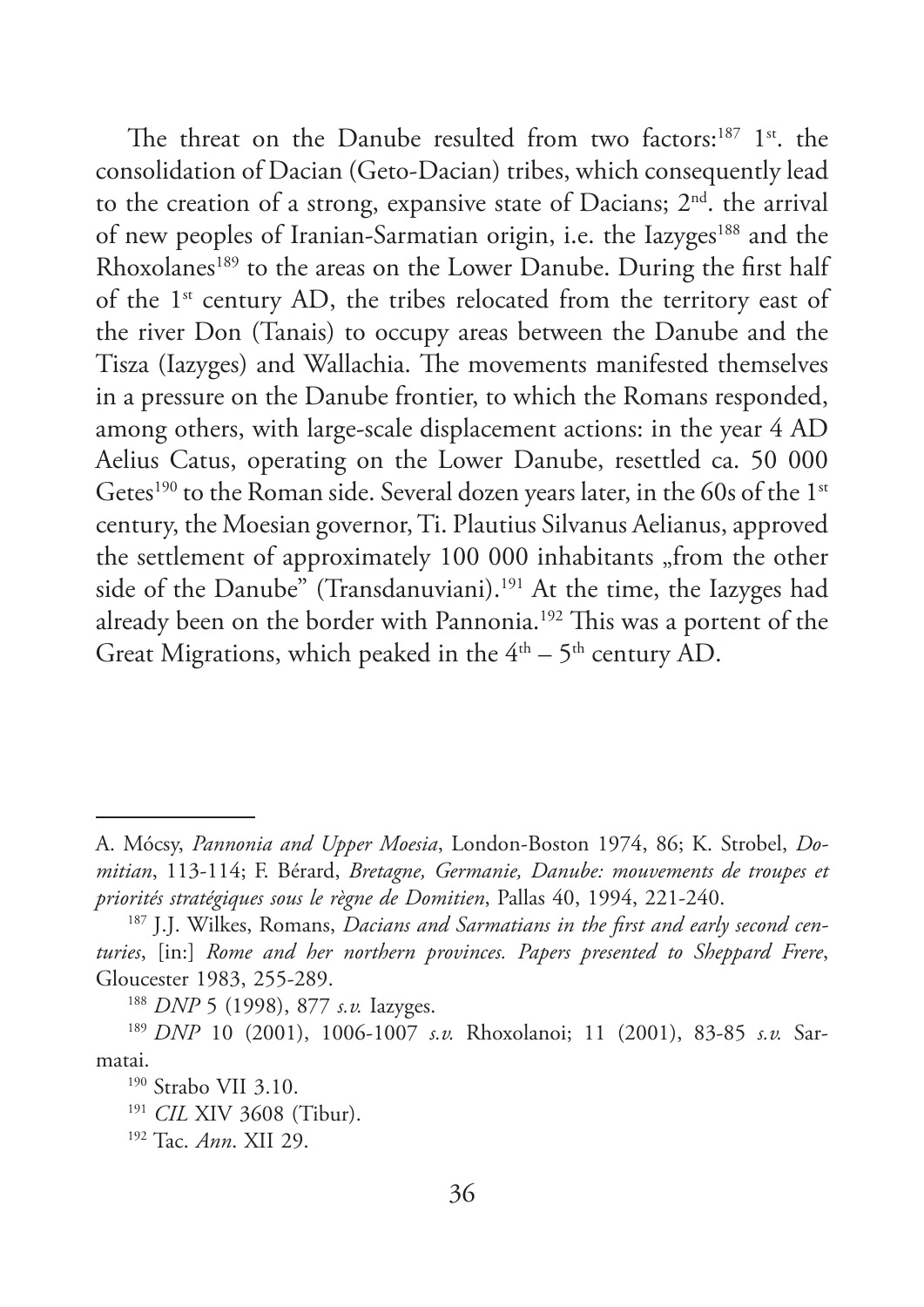The threat on the Danube resulted from two factors:[187] 1st. the consolidation of Dacian (Geto-Dacian) tribes, which consequently lead to the creation of a strong, expansive state of Dacians; 2nd. the arrival of new peoples of Iranian-Sarmatian origin, i.e. the Iazyges[188] and the Rhoxolanes[189] to the areas on the Lower Danube. During the first half of the 1st century AD, the tribes relocated from the territory east of the river Don (Tanais) to occupy areas between the Danube and the Tisza (Iazyges) and Wallachia. The movements manifested themselves in a pressure on the Danube frontier, to which the Romans responded, among others, with large-scale displacement actions: in the year 4 AD Aelius Catus, operating on the Lower Danube, resettled ca. 50 000 Getes[190] to the Roman side. Several dozen years later, in the 60s of the 1st century, the Moesian governor, Ti. Plautius Silvanus Aelianus, approved the settlement of approximately 100 000 inhabitants „from the other side of the Danube" (Transdanuviani).[191] At the time, the Iazyges had already been on the border with Pannonia.[192] This was a portent of the Great Migrations, which peaked in the 4th – 5th century AD.

---

A. Mócsy, *Pannonia and Upper Moesia*, London-Boston 1974, 86; K. Strobel, *Domitian*, 113-114; F. Bérard, *Bretagne, Germanie, Danube: mouvements de troupes et priorités stratégiques sous le règne de Domitien*, Pallas 40, 1994, 221-240.

[187] J.J. Wilkes, Romans, *Dacians and Sarmatians in the first and early second centuries*, [in:] *Rome and her northern provinces. Papers presented to Sheppard Frere*, Gloucester 1983, 255-289.

[188] *DNP* 5 (1998), 877 *s.v.* Iazyges.

[189] *DNP* 10 (2001), 1006-1007 *s.v.* Rhoxolanoi; 11 (2001), 83-85 *s.v.* Sarmatai.

[190] Strabo VII 3.10.

[191] *CIL* XIV 3608 (Tibur).

[192] Tac. *Ann*. XII 29.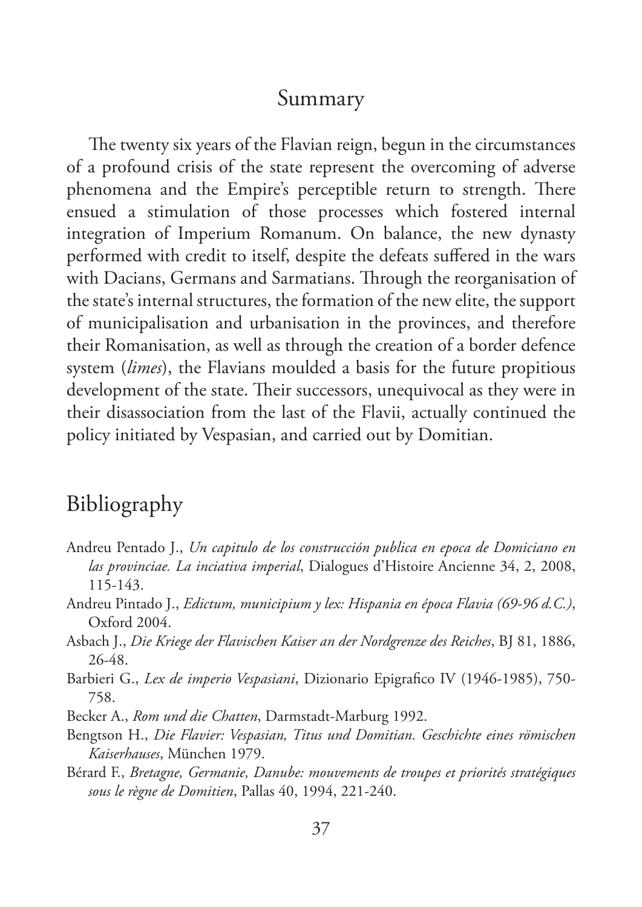## Summary

The twenty six years of the Flavian reign, begun in the circumstances of a profound crisis of the state represent the overcoming of adverse phenomena and the Empire's perceptible return to strength. There ensued a stimulation of those processes which fostered internal integration of Imperium Romanum. On balance, the new dynasty performed with credit to itself, despite the defeats suffered in the wars with Dacians, Germans and Sarmatians. Through the reorganisation of the state's internal structures, the formation of the new elite, the support of municipalisation and urbanisation in the provinces, and therefore their Romanisation, as well as through the creation of a border defence system (*limes*), the Flavians moulded a basis for the future propitious development of the state. Their successors, unequivocal as they were in their disassociation from the last of the Flavii, actually continued the policy initiated by Vespasian, and carried out by Domitian.

## Bibliography

Andreu Pentado J., *Un capitulo de los construcción publica en epoca de Domiciano en las provinciae. La inciativa imperial*, Dialogues d'Histoire Ancienne 34, 2, 2008, 115-143.

Andreu Pintado J., *Edictum, municipium y lex: Hispania en época Flavia (69-96 d.C.)*, Oxford 2004.

Asbach J., *Die Kriege der Flavischen Kaiser an der Nordgrenze des Reiches*, BJ 81, 1886, 26-48.

Barbieri G., *Lex de imperio Vespasiani*, Dizionario Epigrafico IV (1946-1985), 750-758.

Becker A., *Rom und die Chatten*, Darmstadt-Marburg 1992.

Bengtson H., *Die Flavier: Vespasian, Titus und Domitian. Geschichte eines römischen Kaiserhauses*, München 1979.

Bérard F., *Bretagne, Germanie, Danube: mouvements de troupes et priorités stratégiques sous le règne de Domitien*, Pallas 40, 1994, 221-240.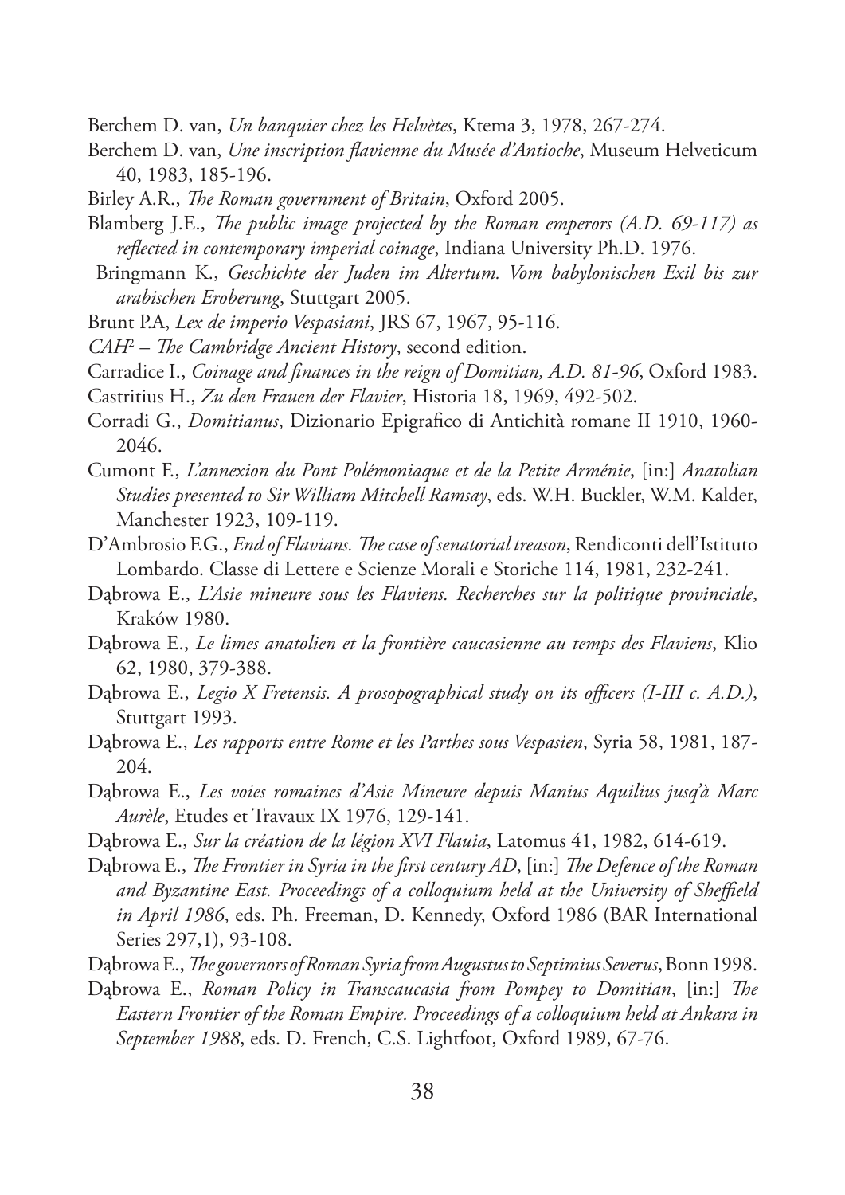Berchem D. van, *Un banquier chez les Helvètes*, Ktema 3, 1978, 267-274.

Berchem D. van, *Une inscription flavienne du Musée d'Antioche*, Museum Helveticum 40, 1983, 185-196.

Birley A.R., *The Roman government of Britain*, Oxford 2005.

Blamberg J.E., *The public image projected by the Roman emperors (A.D. 69-117) as reflected in contemporary imperial coinage*, Indiana University Ph.D. 1976.

Bringmann K., *Geschichte der Juden im Altertum. Vom babylonischen Exil bis zur arabischen Eroberung*, Stuttgart 2005.

Brunt P.A, *Lex de imperio Vespasiani*, JRS 67, 1967, 95-116.

*CAH*[2] – *The Cambridge Ancient History*, second edition.

Carradice I., *Coinage and finances in the reign of Domitian, A.D. 81-96*, Oxford 1983.

Castritius H., *Zu den Frauen der Flavier*, Historia 18, 1969, 492-502.

Corradi G., *Domitianus*, Dizionario Epigrafico di Antichità romane II 1910, 1960-2046.

Cumont F., *L'annexion du Pont Polémoniaque et de la Petite Arménie*, [in:] *Anatolian Studies presented to Sir William Mitchell Ramsay*, eds. W.H. Buckler, W.M. Kalder, Manchester 1923, 109-119.

D'Ambrosio F.G., *End of Flavians. The case of senatorial treason*, Rendiconti dell'Istituto Lombardo. Classe di Lettere e Scienze Morali e Storiche 114, 1981, 232-241.

Dąbrowa E., *L'Asie mineure sous les Flaviens. Recherches sur la politique provinciale*, Kraków 1980.

Dąbrowa E., *Le limes anatolien et la frontière caucasienne au temps des Flaviens*, Klio 62, 1980, 379-388.

Dąbrowa E., *Legio X Fretensis. A prosopographical study on its officers (I-III c. A.D.)*, Stuttgart 1993.

Dąbrowa E., *Les rapports entre Rome et les Parthes sous Vespasien*, Syria 58, 1981, 187-204.

Dąbrowa E., *Les voies romaines d'Asie Mineure depuis Manius Aquilius jusq'à Marc Aurèle*, Etudes et Travaux IX 1976, 129-141.

Dąbrowa E., *Sur la création de la légion XVI Flauia*, Latomus 41, 1982, 614-619.

Dąbrowa E., *The Frontier in Syria in the first century AD*, [in:] *The Defence of the Roman and Byzantine East. Proceedings of a colloquium held at the University of Sheffield in April 1986*, eds. Ph. Freeman, D. Kennedy, Oxford 1986 (BAR International Series 297,1), 93-108.

Dąbrowa E., *The governors of Roman Syria from Augustus to Septimius Severus*, Bonn 1998.

Dąbrowa E., *Roman Policy in Transcaucasia from Pompey to Domitian*, [in:] *The Eastern Frontier of the Roman Empire. Proceedings of a colloquium held at Ankara in September 1988*, eds. D. French, C.S. Lightfoot, Oxford 1989, 67-76.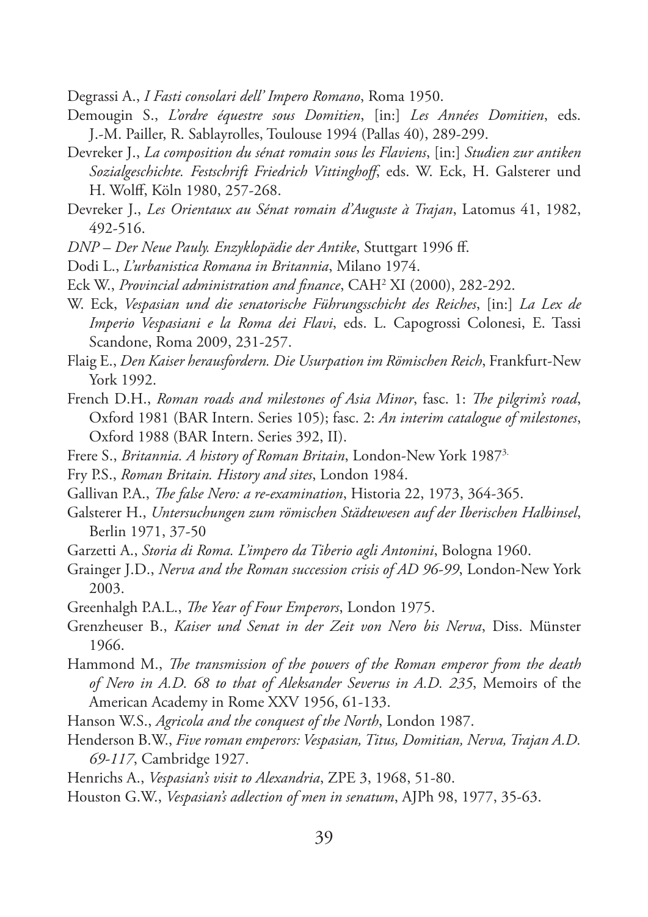Degrassi A., *I Fasti consolari dell' Impero Romano*, Roma 1950.

Demougin S., *L'ordre équestre sous Domitien*, [in:] *Les Années Domitien*, eds. J.-M. Pailler, R. Sablayrolles, Toulouse 1994 (Pallas 40), 289-299.

Devreker J., *La composition du sénat romain sous les Flaviens*, [in:] *Studien zur antiken Sozialgeschichte. Festschrift Friedrich Vittinghoff*, eds. W. Eck, H. Galsterer und H. Wolff, Köln 1980, 257-268.

Devreker J., *Les Orientaux au Sénat romain d'Auguste à Trajan*, Latomus 41, 1982, 492-516.

*DNP – Der Neue Pauly. Enzyklopädie der Antike*, Stuttgart 1996 ff.

Dodi L., *L'urbanistica Romana in Britannia*, Milano 1974.

Eck W., *Provincial administration and finance*, CAH² XI (2000), 282-292.

W. Eck, *Vespasian und die senatorische Führungsschicht des Reiches*, [in:] *La Lex de Imperio Vespasiani e la Roma dei Flavi*, eds. L. Capogrossi Colonesi, E. Tassi Scandone, Roma 2009, 231-257.

Flaig E., *Den Kaiser herausfordern. Die Usurpation im Römischen Reich*, Frankfurt-New York 1992.

French D.H., *Roman roads and milestones of Asia Minor*, fasc. 1: *The pilgrim's road*, Oxford 1981 (BAR Intern. Series 105); fasc. 2: *An interim catalogue of milestones*, Oxford 1988 (BAR Intern. Series 392, II).

Frere S., *Britannia. A history of Roman Britain*, London-New York 1987³.

Fry P.S., *Roman Britain. History and sites*, London 1984.

Gallivan P.A., *The false Nero: a re-examination*, Historia 22, 1973, 364-365.

Galsterer H., *Untersuchungen zum römischen Städtewesen auf der Iberischen Halbinsel*, Berlin 1971, 37-50

Garzetti A., *Storia di Roma. L'impero da Tiberio agli Antonini*, Bologna 1960.

Grainger J.D., *Nerva and the Roman succession crisis of AD 96-99*, London-New York 2003.

Greenhalgh P.A.L., *The Year of Four Emperors*, London 1975.

Grenzheuser B., *Kaiser und Senat in der Zeit von Nero bis Nerva*, Diss. Münster 1966.

Hammond M., *The transmission of the powers of the Roman emperor from the death of Nero in A.D. 68 to that of Aleksander Severus in A.D. 235*, Memoirs of the American Academy in Rome XXV 1956, 61-133.

Hanson W.S., *Agricola and the conquest of the North*, London 1987.

Henderson B.W., *Five roman emperors: Vespasian, Titus, Domitian, Nerva, Trajan A.D. 69-117*, Cambridge 1927.

Henrichs A., *Vespasian's visit to Alexandria*, ZPE 3, 1968, 51-80.

Houston G.W., *Vespasian's adlection of men in senatum*, AJPh 98, 1977, 35-63.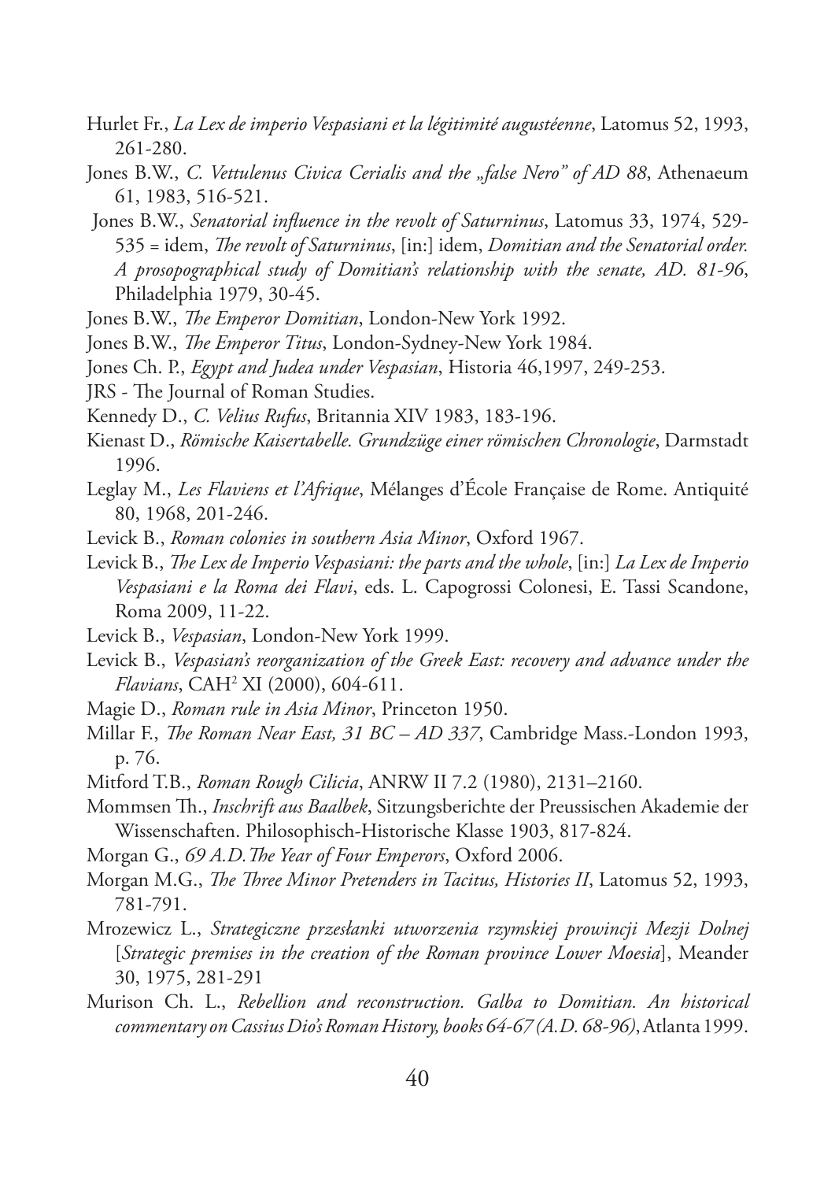Hurlet Fr., *La Lex de imperio Vespasiani et la légitimité augustéenne*, Latomus 52, 1993, 261-280.

Jones B.W., *C. Vettulenus Civica Cerialis and the „false Nero" of AD 88*, Athenaeum 61, 1983, 516-521.

Jones B.W., *Senatorial influence in the revolt of Saturninus*, Latomus 33, 1974, 529-535 = idem, *The revolt of Saturninus*, [in:] idem, *Domitian and the Senatorial order. A prosopographical study of Domitian's relationship with the senate, AD. 81-96*, Philadelphia 1979, 30-45.

Jones B.W., *The Emperor Domitian*, London-New York 1992.

Jones B.W., *The Emperor Titus*, London-Sydney-New York 1984.

Jones Ch. P., *Egypt and Judea under Vespasian*, Historia 46,1997, 249-253.

JRS - The Journal of Roman Studies.

Kennedy D., *C. Velius Rufus*, Britannia XIV 1983, 183-196.

Kienast D., *Römische Kaisertabelle. Grundzüge einer römischen Chronologie*, Darmstadt 1996.

Leglay M., *Les Flaviens et l'Afrique*, Mélanges d'École Française de Rome. Antiquité 80, 1968, 201-246.

Levick B., *Roman colonies in southern Asia Minor*, Oxford 1967.

Levick B., *The Lex de Imperio Vespasiani: the parts and the whole*, [in:] *La Lex de Imperio Vespasiani e la Roma dei Flavi*, eds. L. Capogrossi Colonesi, E. Tassi Scandone, Roma 2009, 11-22.

Levick B., *Vespasian*, London-New York 1999.

Levick B., *Vespasian's reorganization of the Greek East: recovery and advance under the Flavians*, CAH[2] XI (2000), 604-611.

Magie D., *Roman rule in Asia Minor*, Princeton 1950.

Millar F., *The Roman Near East, 31 BC – AD 337*, Cambridge Mass.-London 1993, p. 76.

Mitford T.B., *Roman Rough Cilicia*, ANRW II 7.2 (1980), 2131–2160.

Mommsen Th., *Inschrift aus Baalbek*, Sitzungsberichte der Preussischen Akademie der Wissenschaften. Philosophisch-Historische Klasse 1903, 817-824.

Morgan G., *69 A.D. The Year of Four Emperors*, Oxford 2006.

Morgan M.G., *The Three Minor Pretenders in Tacitus, Histories II*, Latomus 52, 1993, 781-791.

Mrozewicz L., *Strategiczne przesłanki utworzenia rzymskiej prowincji Mezji Dolnej* [*Strategic premises in the creation of the Roman province Lower Moesia*], Meander 30, 1975, 281-291

Murison Ch. L., *Rebellion and reconstruction. Galba to Domitian. An historical commentary on Cassius Dio's Roman History, books 64-67 (A.D. 68-96)*, Atlanta 1999.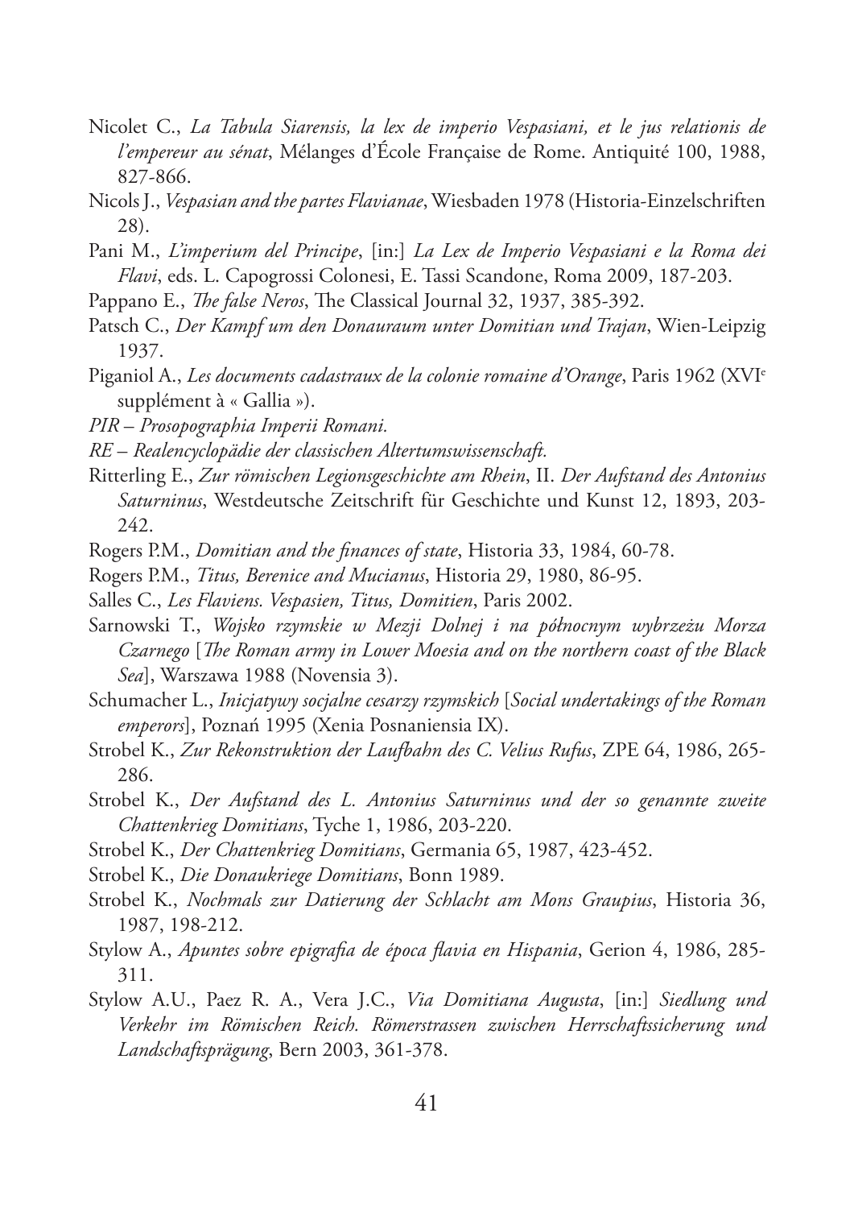Nicolet C., *La Tabula Siarensis, la lex de imperio Vespasiani, et le jus relationis de l'empereur au sénat*, Mélanges d'École Française de Rome. Antiquité 100, 1988, 827-866.

Nicols J., *Vespasian and the partes Flavianae*, Wiesbaden 1978 (Historia-Einzelschriften 28).

Pani M., *L'imperium del Principe*, [in:] *La Lex de Imperio Vespasiani e la Roma dei Flavi*, eds. L. Capogrossi Colonesi, E. Tassi Scandone, Roma 2009, 187-203.

Pappano E., *The false Neros*, The Classical Journal 32, 1937, 385-392.

Patsch C., *Der Kampf um den Donauraum unter Domitian und Trajan*, Wien-Leipzig 1937.

Piganiol A., *Les documents cadastraux de la colonie romaine d'Orange*, Paris 1962 (XVI[e] supplément à « Gallia »).

*PIR – Prosopographia Imperii Romani.*

*RE – Realencyclopädie der classischen Altertumswissenschaft.*

Ritterling E., *Zur römischen Legionsgeschichte am Rhein*, II. *Der Aufstand des Antonius Saturninus*, Westdeutsche Zeitschrift für Geschichte und Kunst 12, 1893, 203-242.

Rogers P.M., *Domitian and the finances of state*, Historia 33, 1984, 60-78.

Rogers P.M., *Titus, Berenice and Mucianus*, Historia 29, 1980, 86-95.

Salles C., *Les Flaviens. Vespasien, Titus, Domitien*, Paris 2002.

Sarnowski T., *Wojsko rzymskie w Mezji Dolnej i na północnym wybrzeżu Morza Czarnego* [*The Roman army in Lower Moesia and on the northern coast of the Black Sea*], Warszawa 1988 (Novensia 3).

Schumacher L., *Inicjatywy socjalne cesarzy rzymskich* [*Social undertakings of the Roman emperors*], Poznań 1995 (Xenia Posnaniensia IX).

Strobel K., *Zur Rekonstruktion der Laufbahn des C. Velius Rufus*, ZPE 64, 1986, 265-286.

Strobel K., *Der Aufstand des L. Antonius Saturninus und der so genannte zweite Chattenkrieg Domitians*, Tyche 1, 1986, 203-220.

Strobel K., *Der Chattenkrieg Domitians*, Germania 65, 1987, 423-452.

Strobel K., *Die Donaukriege Domitians*, Bonn 1989.

Strobel K., *Nochmals zur Datierung der Schlacht am Mons Graupius*, Historia 36, 1987, 198-212.

Stylow A., *Apuntes sobre epigrafia de época flavia en Hispania*, Gerion 4, 1986, 285-311.

Stylow A.U., Paez R. A., Vera J.C., *Via Domitiana Augusta*, [in:] *Siedlung und Verkehr im Römischen Reich. Römerstrassen zwischen Herrschaftssicherung und Landschaftsprägung*, Bern 2003, 361-378.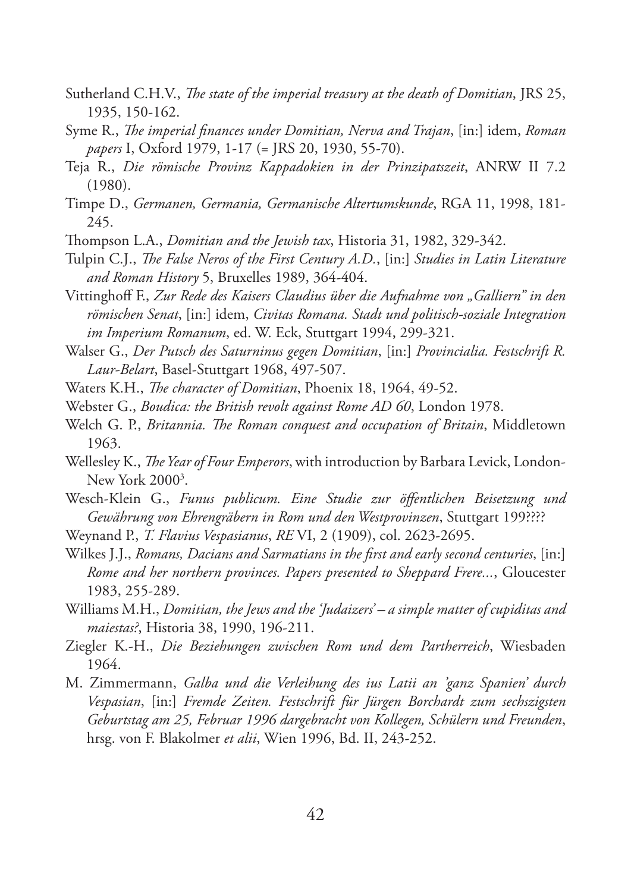Sutherland C.H.V., *The state of the imperial treasury at the death of Domitian*, JRS 25, 1935, 150-162.

Syme R., *The imperial finances under Domitian, Nerva and Trajan*, [in:] idem, *Roman papers* I, Oxford 1979, 1-17 (= JRS 20, 1930, 55-70).

Teja R., *Die römische Provinz Kappadokien in der Prinzipatszeit*, ANRW II 7.2 (1980).

Timpe D., *Germanen, Germania, Germanische Altertumskunde*, RGA 11, 1998, 181-245.

Thompson L.A., *Domitian and the Jewish tax*, Historia 31, 1982, 329-342.

Tulpin C.J., *The False Neros of the First Century A.D.*, [in:] *Studies in Latin Literature and Roman History* 5, Bruxelles 1989, 364-404.

Vittinghoff F., *Zur Rede des Kaisers Claudius über die Aufnahme von „Galliern" in den römischen Senat*, [in:] idem, *Civitas Romana. Stadt und politisch-soziale Integration im Imperium Romanum*, ed. W. Eck, Stuttgart 1994, 299-321.

Walser G., *Der Putsch des Saturninus gegen Domitian*, [in:] *Provincialia. Festschrift R. Laur-Belart*, Basel-Stuttgart 1968, 497-507.

Waters K.H., *The character of Domitian*, Phoenix 18, 1964, 49-52.

Webster G., *Boudica: the British revolt against Rome AD 60*, London 1978.

Welch G. P., *Britannia. The Roman conquest and occupation of Britain*, Middletown 1963.

Wellesley K., *The Year of Four Emperors*, with introduction by Barbara Levick, London-New York 2000[3].

Wesch-Klein G., *Funus publicum. Eine Studie zur öffentlichen Beisetzung und Gewährung von Ehrengräbern in Rom und den Westprovinzen*, Stuttgart 199????

Weynand P., *T. Flavius Vespasianus*, *RE* VI, 2 (1909), col. 2623-2695.

Wilkes J.J., *Romans, Dacians and Sarmatians in the first and early second centuries*, [in:] *Rome and her northern provinces. Papers presented to Sheppard Frere...*, Gloucester 1983, 255-289.

Williams M.H., *Domitian, the Jews and the 'Judaizers' – a simple matter of cupiditas and maiestas?*, Historia 38, 1990, 196-211.

Ziegler K.-H., *Die Beziehungen zwischen Rom und dem Partherreich*, Wiesbaden 1964.

M. Zimmermann, *Galba und die Verleihung des ius Latii an 'ganz Spanien' durch Vespasian*, [in:] *Fremde Zeiten. Festschrift für Jürgen Borchardt zum sechszigsten Geburtstag am 25, Februar 1996 dargebracht von Kollegen, Schülern und Freunden*, hrsg. von F. Blakolmer *et alii*, Wien 1996, Bd. II, 243-252.